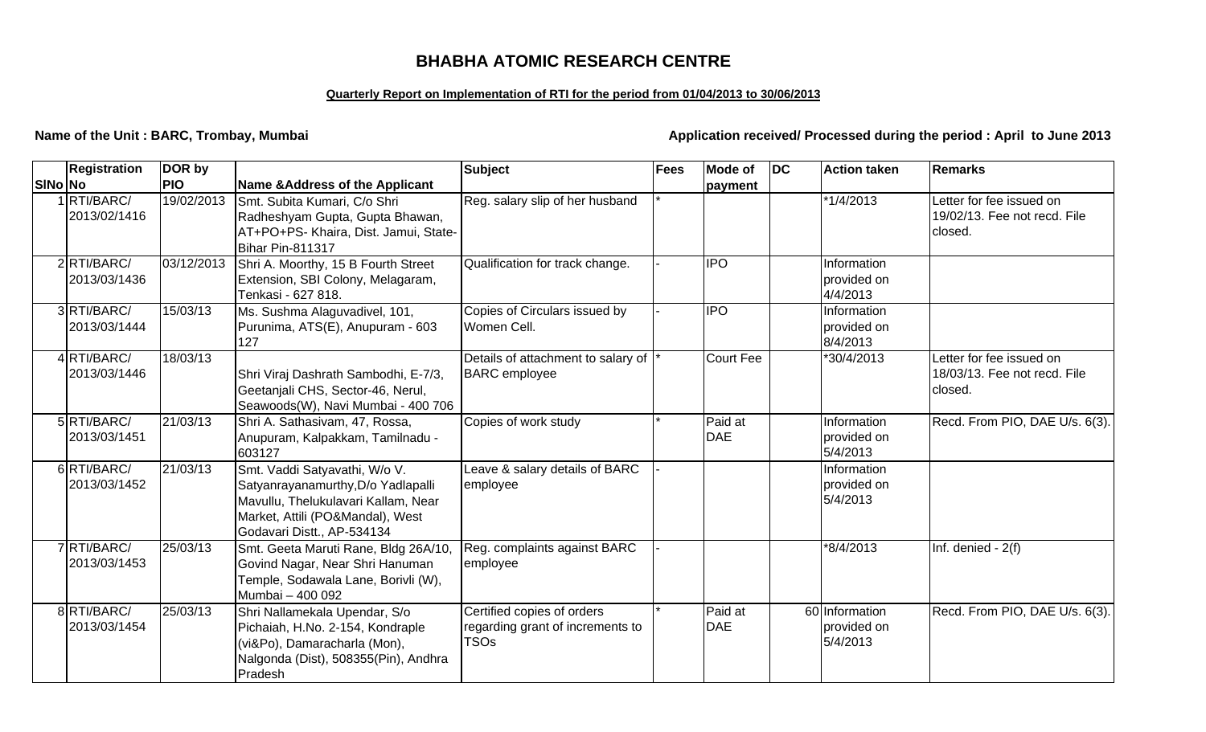# BHABHA ATOMIC RESEARCH CENTRE

**Quarterly Report on Implementation of RTI for the period from 01/04/2013 to 30/06/2013**

**Name of the Unit : BARC, Trombay, Mumbai**

**Application received/ Processed during the period : April to June 2013**

| SlNo | Registration No | DOR by PIO | Name &Address of the Applicant | Subject | Fees | Mode of payment | DC | Action taken | Remarks |
|---|---|---|---|---|---|---|---|---|---|
| 1 | RTI/BARC/ 2013/02/1416 | 19/02/2013 | Smt. Subita Kumari, C/o Shri Radheshyam Gupta, Gupta Bhawan, AT+PO+PS- Khaira, Dist. Jamui, State-Bihar Pin-811317 | Reg. salary slip of her husband | * | | | *1/4/2013 | Letter for fee issued on 19/02/13. Fee not recd. File closed. |
| 2 | RTI/BARC/ 2013/03/1436 | 03/12/2013 | Shri A. Moorthy, 15 B Fourth Street Extension, SBI Colony, Melagaram, Tenkasi - 627 818. | Qualification for track change. | - | IPO | | Information provided on 4/4/2013 | |
| 3 | RTI/BARC/ 2013/03/1444 | 15/03/13 | Ms. Sushma Alaguvadivel, 101, Purunima, ATS(E), Anupuram - 603 127 | Copies of Circulars issued by Women Cell. | - | IPO | | Information provided on 8/4/2013 | |
| 4 | RTI/BARC/ 2013/03/1446 | 18/03/13 | Shri Viraj Dashrath Sambodhi, E-7/3, Geetanjali CHS, Sector-46, Nerul, Seawoods(W), Navi Mumbai - 400 706 | Details of attachment to salary of BARC employee | * | Court Fee | | *30/4/2013 | Letter for fee issued on 18/03/13. Fee not recd. File closed. |
| 5 | RTI/BARC/ 2013/03/1451 | 21/03/13 | Shri A. Sathasivam, 47, Rossa, Anupuram, Kalpakkam, Tamilnadu - 603127 | Copies of work study | * | Paid at DAE | | Information provided on 5/4/2013 | Recd. From PIO, DAE U/s. 6(3). |
| 6 | RTI/BARC/ 2013/03/1452 | 21/03/13 | Smt. Vaddi Satyavathi, W/o V. Satyanrayanamurthy,D/o Yadlapalli Mavullu, Thelukulavari Kallam, Near Market, Attili (PO&Mandal), West Godavari Distt., AP-534134 | Leave & salary details of BARC employee | - | | | Information provided on 5/4/2013 | |
| 7 | RTI/BARC/ 2013/03/1453 | 25/03/13 | Smt. Geeta Maruti Rane, Bldg 26A/10, Govind Nagar, Near Shri Hanuman Temple, Sodawala Lane, Borivli (W), Mumbai – 400 092 | Reg. complaints against BARC employee | - | | | *8/4/2013 | Inf. denied - 2(f) |
| 8 | RTI/BARC/ 2013/03/1454 | 25/03/13 | Shri Nallamekala Upendar, S/o Pichaiah, H.No. 2-154, Kondraple (vi&Po), Damaracharla (Mon), Nalgonda (Dist), 508355(Pin), Andhra Pradesh | Certified copies of orders regarding grant of increments to TSOs | * | Paid at DAE | 60 | Information provided on 5/4/2013 | Recd. From PIO, DAE U/s. 6(3). |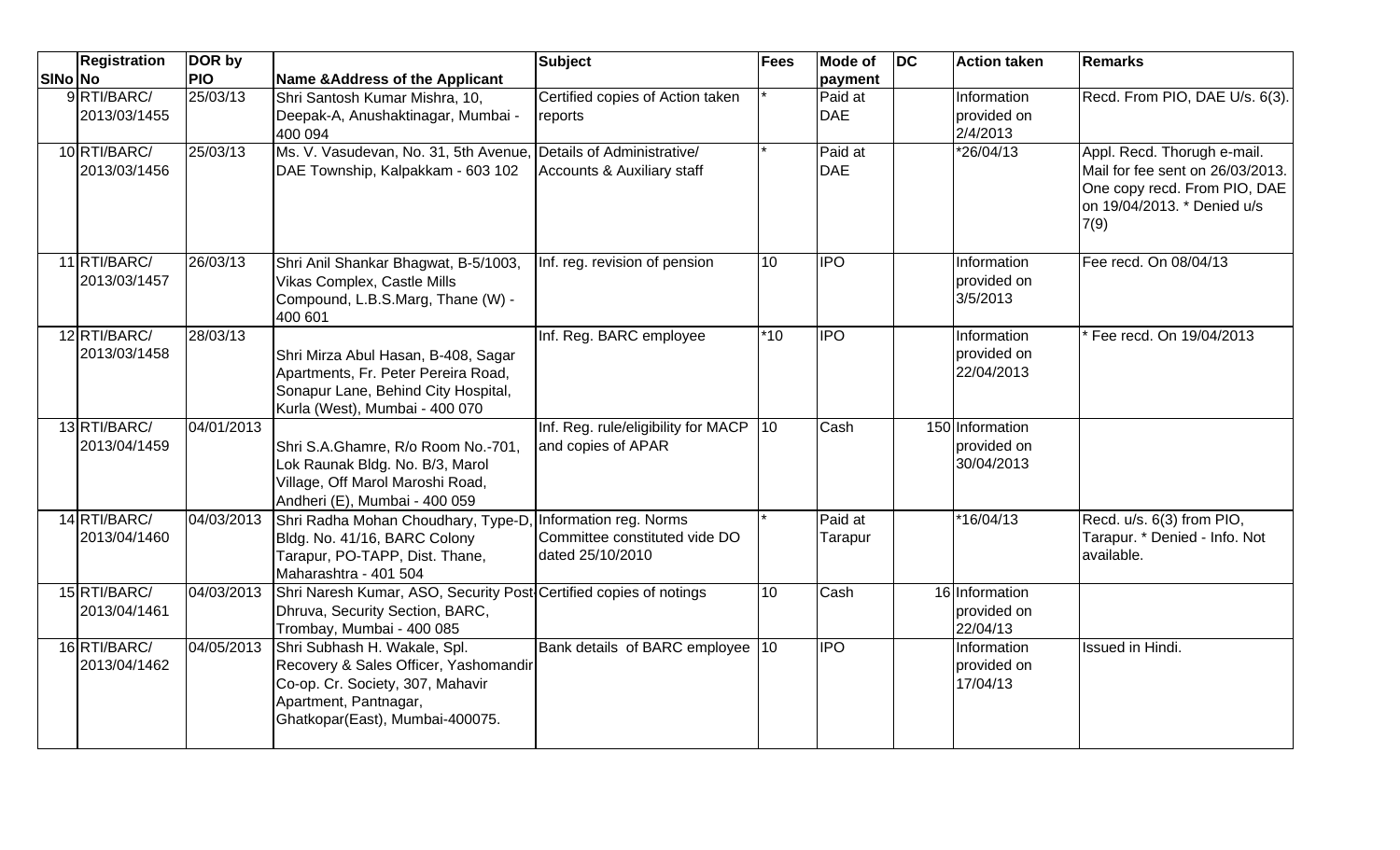| SlNo | Registration No | DOR by PIO | Name &Address of the Applicant | Subject | Fees | Mode of payment | DC | Action taken | Remarks |
|---|---|---|---|---|---|---|---|---|---|
| 9 | RTI/BARC/ 2013/03/1455 | 25/03/13 | Shri Santosh Kumar Mishra, 10, Deepak-A, Anushaktinagar, Mumbai - 400 094 | Certified copies of Action taken reports | * | Paid at DAE | | Information provided on 2/4/2013 | Recd. From PIO, DAE U/s. 6(3). |
| 10 | RTI/BARC/ 2013/03/1456 | 25/03/13 | Ms. V. Vasudevan, No. 31, 5th Avenue, DAE Township, Kalpakkam - 603 102 | Details of Administrative/ Accounts & Auxiliary staff | * | Paid at DAE | | *26/04/13 | Appl. Recd. Thorugh e-mail. Mail for fee sent on 26/03/2013. One copy recd. From PIO, DAE on 19/04/2013. * Denied u/s 7(9) |
| 11 | RTI/BARC/ 2013/03/1457 | 26/03/13 | Shri Anil Shankar Bhagwat, B-5/1003, Vikas Complex, Castle Mills Compound, L.B.S.Marg, Thane (W) - 400 601 | Inf. reg. revision of pension | 10 | IPO | | Information provided on 3/5/2013 | Fee recd. On 08/04/13 |
| 12 | RTI/BARC/ 2013/03/1458 | 28/03/13 | Shri Mirza Abul Hasan, B-408, Sagar Apartments, Fr. Peter Pereira Road, Sonapur Lane, Behind City Hospital, Kurla (West), Mumbai - 400 070 | Inf. Reg. BARC employee | *10 | IPO | | Information provided on 22/04/2013 | * Fee recd. On 19/04/2013 |
| 13 | RTI/BARC/ 2013/04/1459 | 04/01/2013 | Shri S.A.Ghamre, R/o Room No.-701, Lok Raunak Bldg. No. B/3, Marol Village, Off Marol Maroshi Road, Andheri (E), Mumbai - 400 059 | Inf. Reg. rule/eligibility for MACP and copies of APAR | 10 | Cash | 150 | Information provided on 30/04/2013 | |
| 14 | RTI/BARC/ 2013/04/1460 | 04/03/2013 | Shri Radha Mohan Choudhary, Type-D, Bldg. No. 41/16, BARC Colony Tarapur, PO-TAPP, Dist. Thane, Maharashtra - 401 504 | Information reg. Norms Committee constituted vide DO dated 25/10/2010 | * | Paid at Tarapur | | *16/04/13 | Recd. u/s. 6(3) from PIO, Tarapur. * Denied - Info. Not available. |
| 15 | RTI/BARC/ 2013/04/1461 | 04/03/2013 | Shri Naresh Kumar, ASO, Security Post-Dhruva, Security Section, BARC, Trombay, Mumbai - 400 085 | Certified copies of notings | 10 | Cash | 16 | Information provided on 22/04/13 | |
| 16 | RTI/BARC/ 2013/04/1462 | 04/05/2013 | Shri Subhash H. Wakale, Spl. Recovery & Sales Officer, Yashomandir Co-op. Cr. Society, 307, Mahavir Apartment, Pantnagar, Ghatkopar(East), Mumbai-400075. | Bank details of BARC employee | 10 | IPO | | Information provided on 17/04/13 | Issued in Hindi. |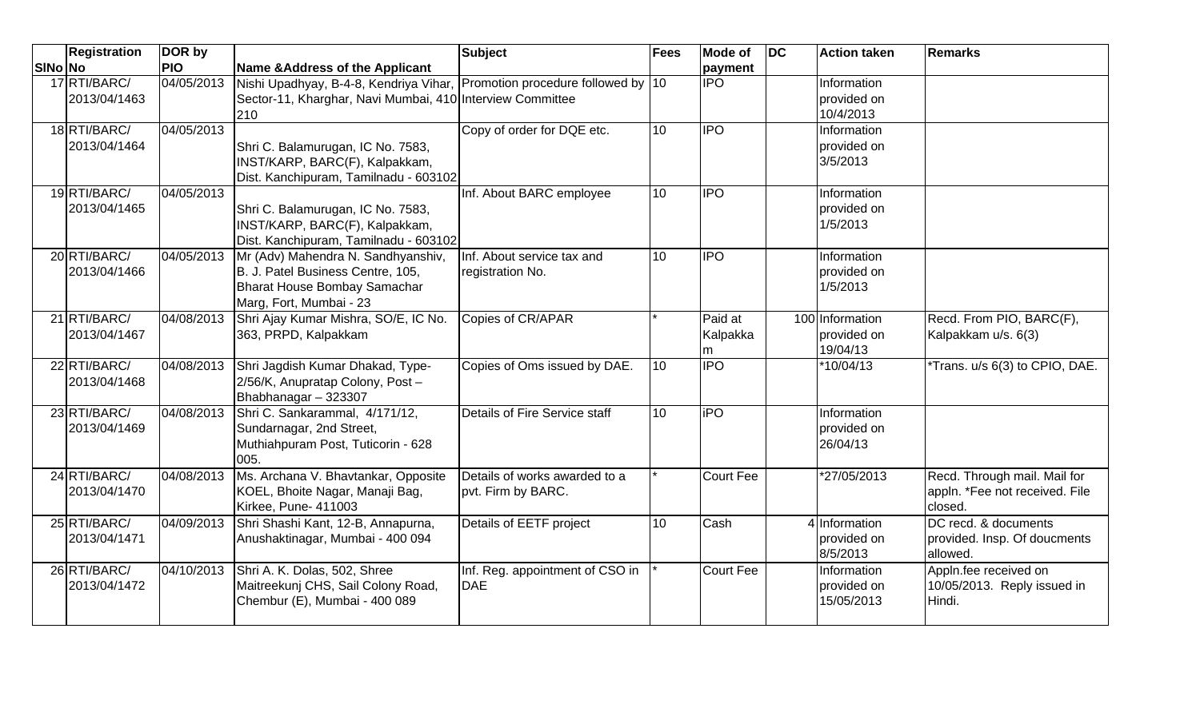| SlNo | Registration No | DOR by PIO | Name &Address of the Applicant | Subject | Fees | Mode of payment | DC | Action taken | Remarks |
|---|---|---|---|---|---|---|---|---|---|
| 17 | RTI/BARC/ 2013/04/1463 | 04/05/2013 | Nishi Upadhyay, B-4-8, Kendriya Vihar, Sector-11, Kharghar, Navi Mumbai, 410 210 | Promotion procedure followed by Interview Committee | 10 | IPO | | Information provided on 10/4/2013 | |
| 18 | RTI/BARC/ 2013/04/1464 | 04/05/2013 | Shri C. Balamurugan, IC No. 7583, INST/KARP, BARC(F), Kalpakkam, Dist. Kanchipuram, Tamilnadu - 603102 | Copy of order for DQE etc. | 10 | IPO | | Information provided on 3/5/2013 | |
| 19 | RTI/BARC/ 2013/04/1465 | 04/05/2013 | Shri C. Balamurugan, IC No. 7583, INST/KARP, BARC(F), Kalpakkam, Dist. Kanchipuram, Tamilnadu - 603102 | Inf. About BARC employee | 10 | IPO | | Information provided on 1/5/2013 | |
| 20 | RTI/BARC/ 2013/04/1466 | 04/05/2013 | Mr (Adv) Mahendra N. Sandhyanshiv, B. J. Patel Business Centre, 105, Bharat House Bombay Samachar Marg, Fort, Mumbai - 23 | Inf. About service tax and registration No. | 10 | IPO | | Information provided on 1/5/2013 | |
| 21 | RTI/BARC/ 2013/04/1467 | 04/08/2013 | Shri Ajay Kumar Mishra, SO/E, IC No. 363, PRPD, Kalpakkam | Copies of CR/APAR | * | Paid at Kalpakkam | 100 | Information provided on 19/04/13 | Recd. From PIO, BARC(F), Kalpakkam u/s. 6(3) |
| 22 | RTI/BARC/ 2013/04/1468 | 04/08/2013 | Shri Jagdish Kumar Dhakad, Type-2/56/K, Anupratap Colony, Post – Bhabhanagar – 323307 | Copies of Oms issued by DAE. | 10 | IPO | | *10/04/13 | *Trans. u/s 6(3) to CPIO, DAE. |
| 23 | RTI/BARC/ 2013/04/1469 | 04/08/2013 | Shri C. Sankarammal, 4/171/12, Sundarnagar, 2nd Street, Muthiahpuram Post, Tuticorin - 628 005. | Details of Fire Service staff | 10 | iPO | | Information provided on 26/04/13 | |
| 24 | RTI/BARC/ 2013/04/1470 | 04/08/2013 | Ms. Archana V. Bhavtankar, Opposite KOEL, Bhoite Nagar, Manaji Bag, Kirkee, Pune- 411003 | Details of works awarded to a pvt. Firm by BARC. | * | Court Fee | | *27/05/2013 | Recd. Through mail. Mail for appln. *Fee not received. File closed. |
| 25 | RTI/BARC/ 2013/04/1471 | 04/09/2013 | Shri Shashi Kant, 12-B, Annapurna, Anushaktinagar, Mumbai - 400 094 | Details of EETF project | 10 | Cash | 4 | Information provided on 8/5/2013 | DC recd. & documents provided. Insp. Of doucments allowed. |
| 26 | RTI/BARC/ 2013/04/1472 | 04/10/2013 | Shri A. K. Dolas, 502, Shree Maitreekunj CHS, Sail Colony Road, Chembur (E), Mumbai - 400 089 | Inf. Reg. appointment of CSO in DAE | * | Court Fee | | Information provided on 15/05/2013 | Appln.fee received on 10/05/2013. Reply issued in Hindi. |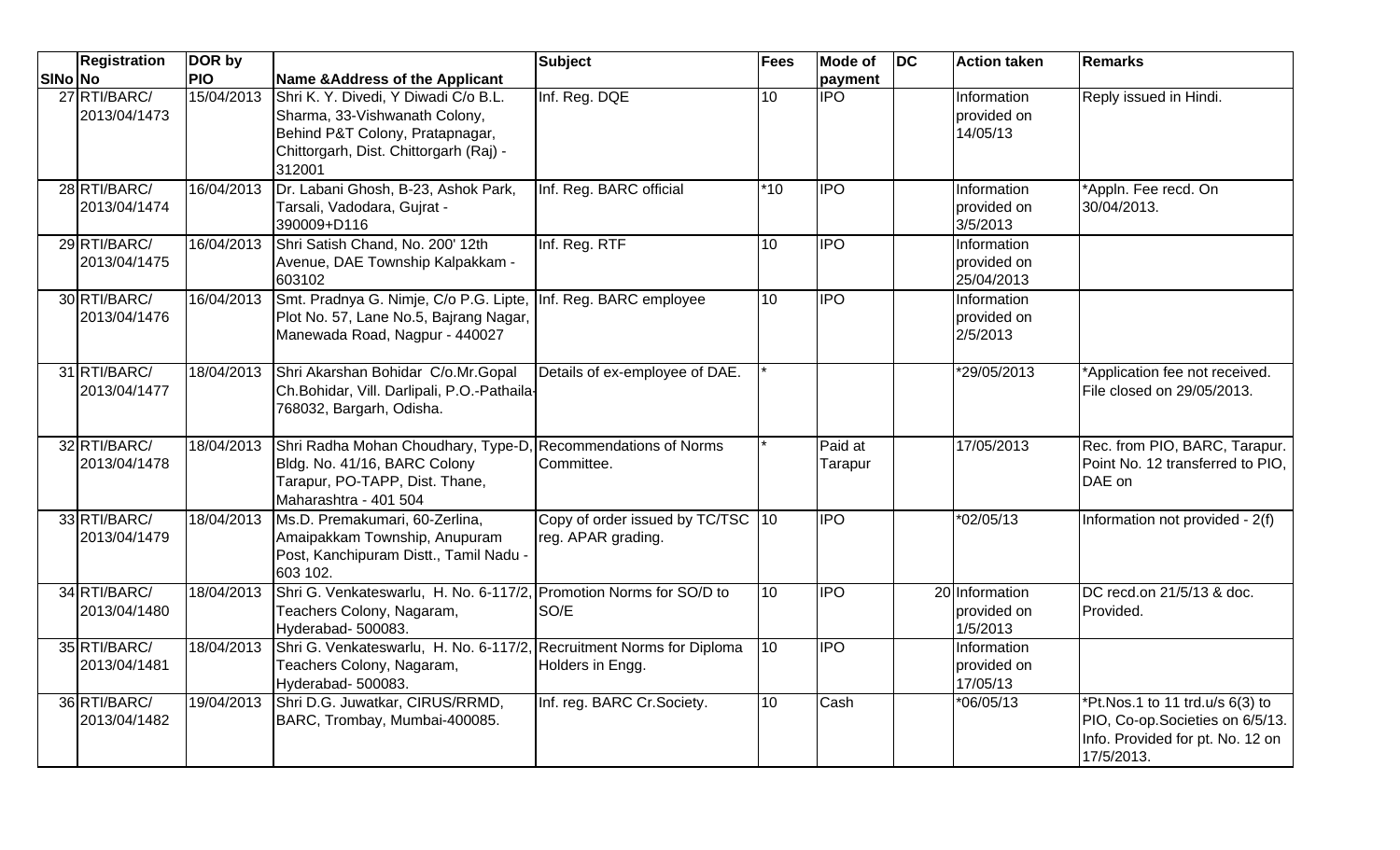| SlNo | Registration No | DOR by PIO | Name &Address of the Applicant | Subject | Fees | Mode of payment | DC | Action taken | Remarks |
|---|---|---|---|---|---|---|---|---|---|
| 27 | RTI/BARC/ 2013/04/1473 | 15/04/2013 | Shri K. Y. Divedi, Y Diwadi C/o B.L. Sharma, 33-Vishwanath Colony, Behind P&T Colony, Pratapnagar, Chittorgarh, Dist. Chittorgarh (Raj) - 312001 | Inf. Reg. DQE | 10 | IPO | | Information provided on 14/05/13 | Reply issued in Hindi. |
| 28 | RTI/BARC/ 2013/04/1474 | 16/04/2013 | Dr. Labani Ghosh, B-23, Ashok Park, Tarsali, Vadodara, Gujrat - 390009+D116 | Inf. Reg. BARC official | *10 | IPO | | Information provided on 3/5/2013 | *Appln. Fee recd. On 30/04/2013. |
| 29 | RTI/BARC/ 2013/04/1475 | 16/04/2013 | Shri Satish Chand, No. 200' 12th Avenue, DAE Township Kalpakkam - 603102 | Inf. Reg. RTF | 10 | IPO | | Information provided on 25/04/2013 | |
| 30 | RTI/BARC/ 2013/04/1476 | 16/04/2013 | Smt. Pradnya G. Nimje, C/o P.G. Lipte, Plot No. 57, Lane No.5, Bajrang Nagar, Manewada Road, Nagpur - 440027 | Inf. Reg. BARC employee | 10 | IPO | | Information provided on 2/5/2013 | |
| 31 | RTI/BARC/ 2013/04/1477 | 18/04/2013 | Shri Akarshan Bohidar C/o.Mr.Gopal Ch.Bohidar, Vill. Darlipali, P.O.-Pathaila-768032, Bargarh, Odisha. | Details of ex-employee of DAE. | * | | | *29/05/2013 | *Application fee not received. File closed on 29/05/2013. |
| 32 | RTI/BARC/ 2013/04/1478 | 18/04/2013 | Shri Radha Mohan Choudhary, Type-D, Bldg. No. 41/16, BARC Colony Tarapur, PO-TAPP, Dist. Thane, Maharashtra - 401 504 | Recommendations of Norms Committee. | * | Paid at Tarapur | | 17/05/2013 | Rec. from PIO, BARC, Tarapur. Point No. 12 transferred to PIO, DAE on |
| 33 | RTI/BARC/ 2013/04/1479 | 18/04/2013 | Ms.D. Premakumari, 60-Zerlina, Amaipakkam Township, Anupuram Post, Kanchipuram Distt., Tamil Nadu - 603 102. | Copy of order issued by TC/TSC reg. APAR grading. | 10 | IPO | | *02/05/13 | Information not provided - 2(f) |
| 34 | RTI/BARC/ 2013/04/1480 | 18/04/2013 | Shri G. Venkateswarlu, H. No. 6-117/2, Teachers Colony, Nagaram, Hyderabad- 500083. | Promotion Norms for SO/D to SO/E | 10 | IPO | 20 | Information provided on 1/5/2013 | DC recd.on 21/5/13 & doc. Provided. |
| 35 | RTI/BARC/ 2013/04/1481 | 18/04/2013 | Shri G. Venkateswarlu, H. No. 6-117/2, Teachers Colony, Nagaram, Hyderabad- 500083. | Recruitment Norms for Diploma Holders in Engg. | 10 | IPO | | Information provided on 17/05/13 | |
| 36 | RTI/BARC/ 2013/04/1482 | 19/04/2013 | Shri D.G. Juwatkar, CIRUS/RRMD, BARC, Trombay, Mumbai-400085. | Inf. reg. BARC Cr.Society. | 10 | Cash | | *06/05/13 | *Pt.Nos.1 to 11 trd.u/s 6(3) to PIO, Co-op.Societies on 6/5/13. Info. Provided for pt. No. 12 on 17/5/2013. |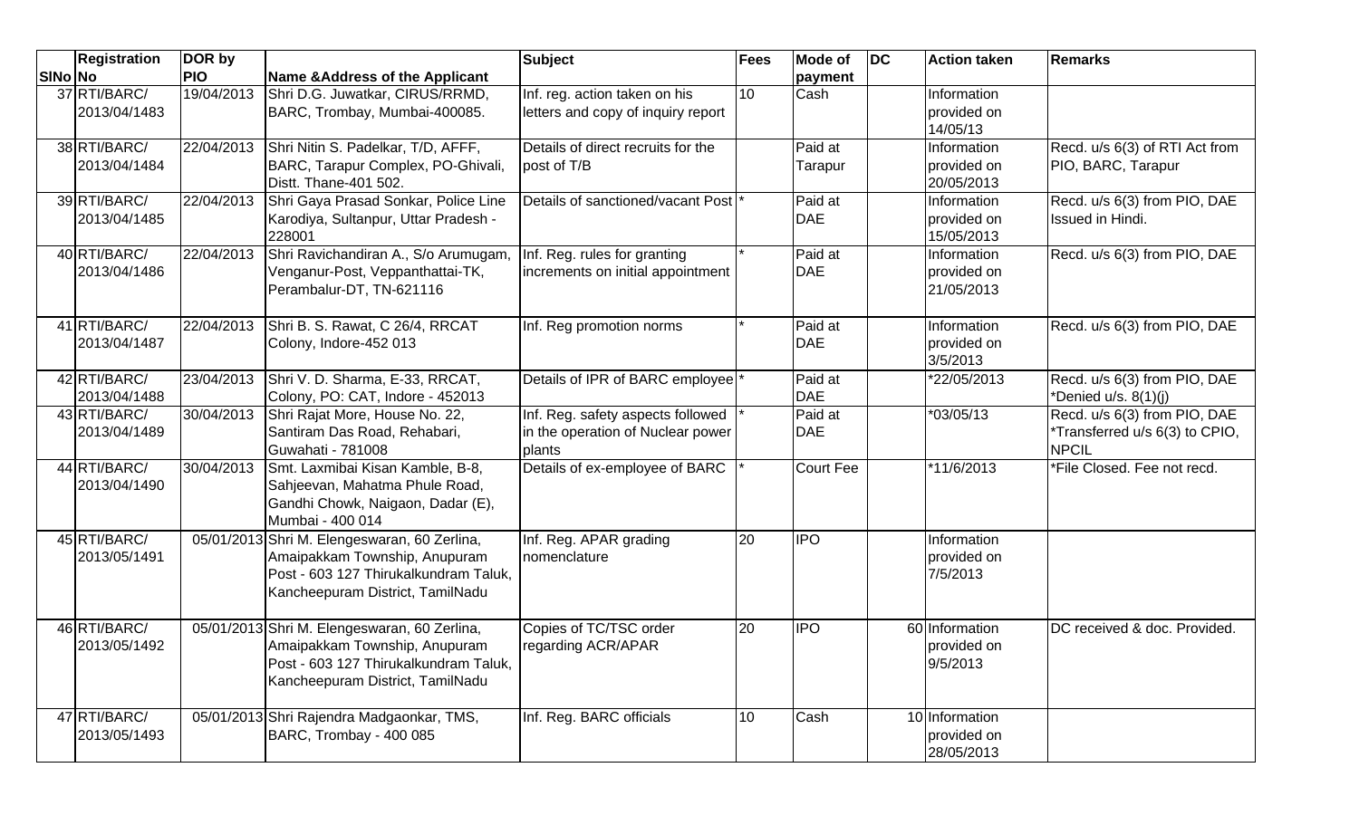| SlNo | Registration No | DOR by PIO | Name &Address of the Applicant | Subject | Fees | Mode of payment | DC | Action taken | Remarks |
|---|---|---|---|---|---|---|---|---|---|
| 37 | RTI/BARC/ 2013/04/1483 | 19/04/2013 | Shri D.G. Juwatkar, CIRUS/RRMD, BARC, Trombay, Mumbai-400085. | Inf. reg. action taken on his letters and copy of inquiry report | 10 | Cash | | Information provided on 14/05/13 | |
| 38 | RTI/BARC/ 2013/04/1484 | 22/04/2013 | Shri Nitin S. Padelkar, T/D, AFFF, BARC, Tarapur Complex, PO-Ghivali, Distt. Thane-401 502. | Details of direct recruits for the post of T/B | | Paid at Tarapur | | Information provided on 20/05/2013 | Recd. u/s 6(3) of RTI Act from PIO, BARC, Tarapur |
| 39 | RTI/BARC/ 2013/04/1485 | 22/04/2013 | Shri Gaya Prasad Sonkar, Police Line Karodiya, Sultanpur, Uttar Pradesh - 228001 | Details of sanctioned/vacant Post | * | Paid at DAE | | Information provided on 15/05/2013 | Recd. u/s 6(3) from PIO, DAE Issued in Hindi. |
| 40 | RTI/BARC/ 2013/04/1486 | 22/04/2013 | Shri Ravichandiran A., S/o Arumugam, Venganur-Post, Veppanthattai-TK, Perambalur-DT, TN-621116 | Inf. Reg. rules for granting increments on initial appointment | * | Paid at DAE | | Information provided on 21/05/2013 | Recd. u/s 6(3) from PIO, DAE |
| 41 | RTI/BARC/ 2013/04/1487 | 22/04/2013 | Shri B. S. Rawat, C 26/4, RRCAT Colony, Indore-452 013 | Inf. Reg promotion norms | * | Paid at DAE | | Information provided on 3/5/2013 | Recd. u/s 6(3) from PIO, DAE |
| 42 | RTI/BARC/ 2013/04/1488 | 23/04/2013 | Shri V. D. Sharma, E-33, RRCAT, Colony, PO: CAT, Indore - 452013 | Details of IPR of BARC employee | * | Paid at DAE | | *22/05/2013 | Recd. u/s 6(3) from PIO, DAE *Denied u/s. 8(1)(j) |
| 43 | RTI/BARC/ 2013/04/1489 | 30/04/2013 | Shri Rajat More, House No. 22, Santiram Das Road, Rehabari, Guwahati - 781008 | Inf. Reg. safety aspects followed in the operation of Nuclear power plants | * | Paid at DAE | | *03/05/13 | Recd. u/s 6(3) from PIO, DAE *Transferred u/s 6(3) to CPIO, NPCIL |
| 44 | RTI/BARC/ 2013/04/1490 | 30/04/2013 | Smt. Laxmibai Kisan Kamble, B-8, Sahjeevan, Mahatma Phule Road, Gandhi Chowk, Naigaon, Dadar (E), Mumbai - 400 014 | Details of ex-employee of BARC | * | Court Fee | | *11/6/2013 | *File Closed. Fee not recd. |
| 45 | RTI/BARC/ 2013/05/1491 | 05/01/2013 | Shri M. Elengeswaran, 60 Zerlina, Amaipakkam Township, Anupuram Post - 603 127 Thirukalkundram Taluk, Kancheepuram District, TamilNadu | Inf. Reg. APAR grading nomenclature | 20 | IPO | | Information provided on 7/5/2013 | |
| 46 | RTI/BARC/ 2013/05/1492 | 05/01/2013 | Shri M. Elengeswaran, 60 Zerlina, Amaipakkam Township, Anupuram Post - 603 127 Thirukalkundram Taluk, Kancheepuram District, TamilNadu | Copies of TC/TSC order regarding ACR/APAR | 20 | IPO | 60 | Information provided on 9/5/2013 | DC received & doc. Provided. |
| 47 | RTI/BARC/ 2013/05/1493 | 05/01/2013 | Shri Rajendra Madgaonkar, TMS, BARC, Trombay - 400 085 | Inf. Reg. BARC officials | 10 | Cash | 10 | Information provided on 28/05/2013 | |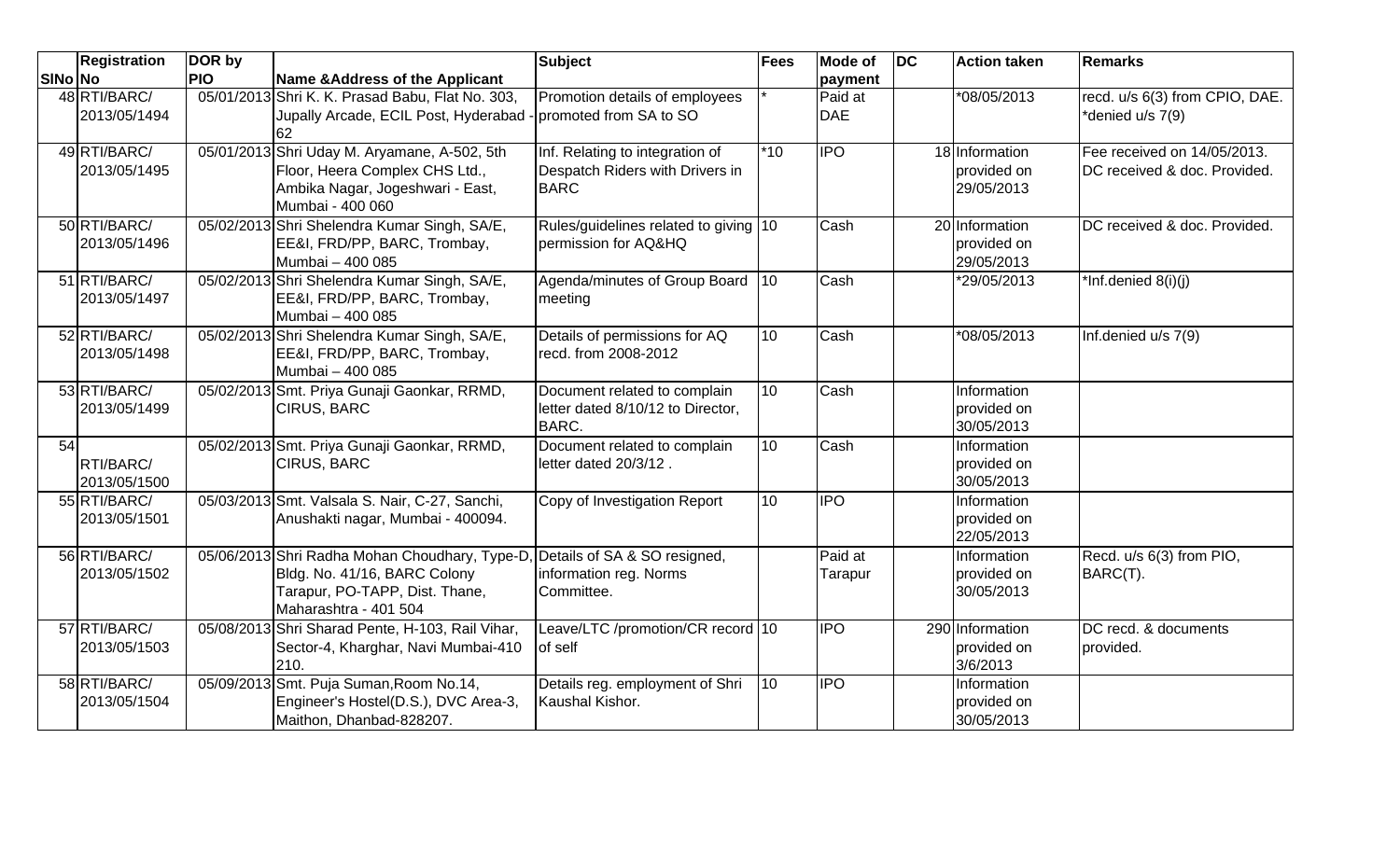| SlNo | Registration No | DOR by PIO | Name &Address of the Applicant | Subject | Fees | Mode of payment | DC | Action taken | Remarks |
|---|---|---|---|---|---|---|---|---|---|
| 48 | RTI/BARC/ 2013/05/1494 | 05/01/2013 | Shri K. K. Prasad Babu, Flat No. 303, Jupally Arcade, ECIL Post, Hyderabad - 62 | Promotion details of employees promoted from SA to SO | * | Paid at DAE | | *08/05/2013 | recd. u/s 6(3) from CPIO, DAE. *denied u/s 7(9) |
| 49 | RTI/BARC/ 2013/05/1495 | 05/01/2013 | Shri Uday M. Aryamane, A-502, 5th Floor, Heera Complex CHS Ltd., Ambika Nagar, Jogeshwari - East, Mumbai - 400 060 | Inf. Relating to integration of Despatch Riders with Drivers in BARC | *10 | IPO | 18 | Information provided on 29/05/2013 | Fee received on 14/05/2013. DC received & doc. Provided. |
| 50 | RTI/BARC/ 2013/05/1496 | 05/02/2013 | Shri Shelendra Kumar Singh, SA/E, EE&I, FRD/PP, BARC, Trombay, Mumbai – 400 085 | Rules/guidelines related to giving permission for AQ&HQ | 10 | Cash | 20 | Information provided on 29/05/2013 | DC received & doc. Provided. |
| 51 | RTI/BARC/ 2013/05/1497 | 05/02/2013 | Shri Shelendra Kumar Singh, SA/E, EE&I, FRD/PP, BARC, Trombay, Mumbai – 400 085 | Agenda/minutes of Group Board meeting | 10 | Cash | | *29/05/2013 | *Inf.denied 8(i)(j) |
| 52 | RTI/BARC/ 2013/05/1498 | 05/02/2013 | Shri Shelendra Kumar Singh, SA/E, EE&I, FRD/PP, BARC, Trombay, Mumbai – 400 085 | Details of permissions for AQ recd. from 2008-2012 | 10 | Cash | | *08/05/2013 | Inf.denied u/s 7(9) |
| 53 | RTI/BARC/ 2013/05/1499 | 05/02/2013 | Smt. Priya Gunaji Gaonkar, RRMD, CIRUS, BARC | Document related to complain letter dated 8/10/12 to Director, BARC. | 10 | Cash | | Information provided on 30/05/2013 | |
| 54 | RTI/BARC/ 2013/05/1500 | 05/02/2013 | Smt. Priya Gunaji Gaonkar, RRMD, CIRUS, BARC | Document related to complain letter dated 20/3/12 . | 10 | Cash | | Information provided on 30/05/2013 | |
| 55 | RTI/BARC/ 2013/05/1501 | 05/03/2013 | Smt. Valsala S. Nair, C-27, Sanchi, Anushakti nagar, Mumbai - 400094. | Copy of Investigation Report | 10 | IPO | | Information provided on 22/05/2013 | |
| 56 | RTI/BARC/ 2013/05/1502 | 05/06/2013 | Shri Radha Mohan Choudhary, Type-D, Bldg. No. 41/16, BARC Colony Tarapur, PO-TAPP, Dist. Thane, Maharashtra - 401 504 | Details of SA & SO resigned, information reg. Norms Committee. | | Paid at Tarapur | | Information provided on 30/05/2013 | Recd. u/s 6(3) from PIO, BARC(T). |
| 57 | RTI/BARC/ 2013/05/1503 | 05/08/2013 | Shri Sharad Pente, H-103, Rail Vihar, Sector-4, Kharghar, Navi Mumbai-410 210. | Leave/LTC /promotion/CR record of self | 10 | IPO | 290 | Information provided on 3/6/2013 | DC recd. & documents provided. |
| 58 | RTI/BARC/ 2013/05/1504 | 05/09/2013 | Smt. Puja Suman,Room No.14, Engineer's Hostel(D.S.), DVC Area-3, Maithon, Dhanbad-828207. | Details reg. employment of Shri Kaushal Kishor. | 10 | IPO | | Information provided on 30/05/2013 | |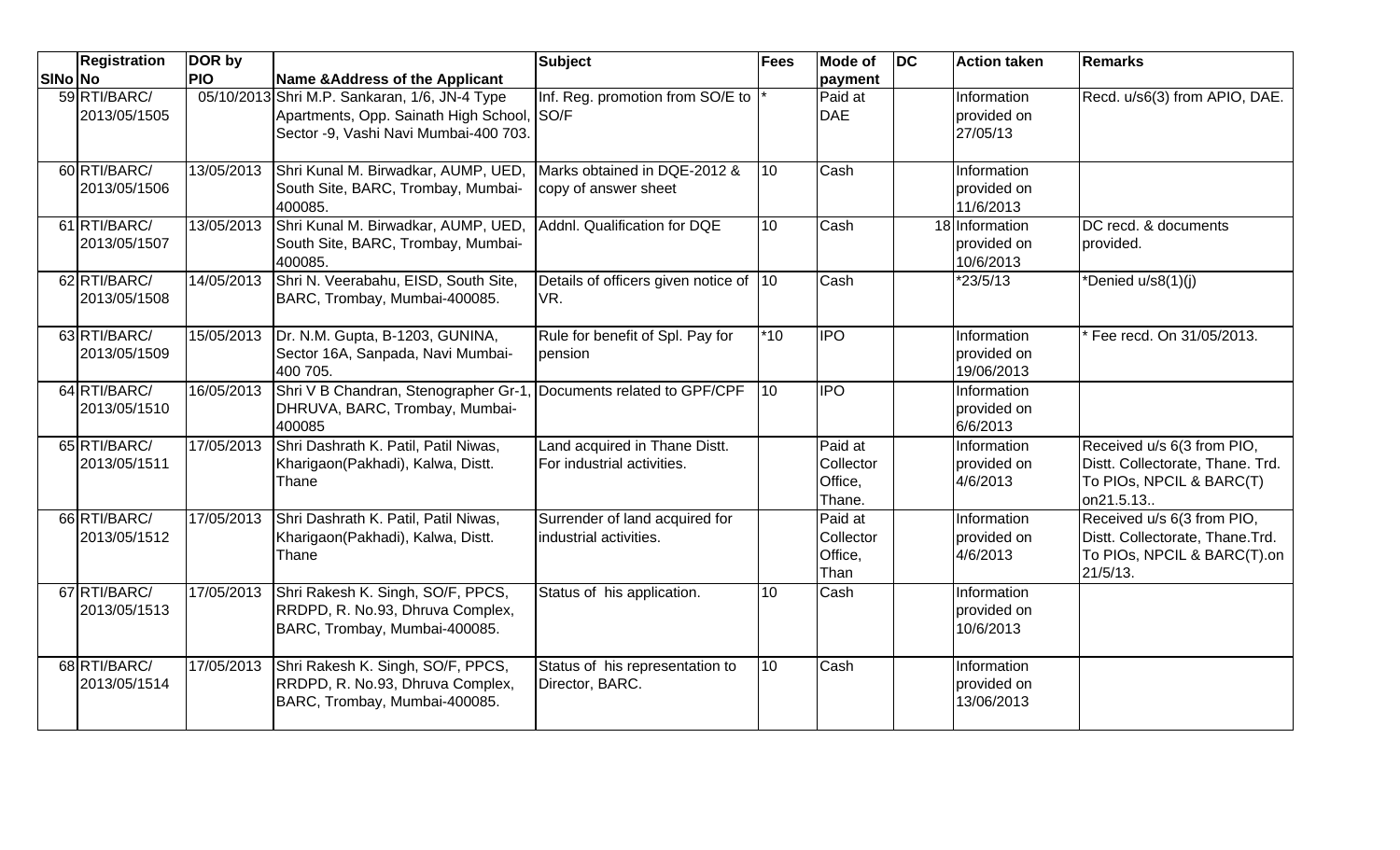| SlNo | Registration No | DOR by PIO | Name &Address of the Applicant | Subject | Fees | Mode of payment | DC | Action taken | Remarks |
|---|---|---|---|---|---|---|---|---|---|
| 59 | RTI/BARC/ 2013/05/1505 | 05/10/2013 | Shri M.P. Sankaran, 1/6, JN-4 Type Apartments, Opp. Sainath High School, Sector -9, Vashi Navi Mumbai-400 703. | Inf. Reg. promotion from SO/E to SO/F | * | Paid at DAE | | Information provided on 27/05/13 | Recd. u/s6(3) from APIO, DAE. |
| 60 | RTI/BARC/ 2013/05/1506 | 13/05/2013 | Shri Kunal M. Birwadkar, AUMP, UED, South Site, BARC, Trombay, Mumbai-400085. | Marks obtained in DQE-2012 & copy of answer sheet | 10 | Cash | | Information provided on 11/6/2013 | |
| 61 | RTI/BARC/ 2013/05/1507 | 13/05/2013 | Shri Kunal M. Birwadkar, AUMP, UED, South Site, BARC, Trombay, Mumbai-400085. | Addnl. Qualification for DQE | 10 | Cash | 18 | Information provided on 10/6/2013 | DC recd. & documents provided. |
| 62 | RTI/BARC/ 2013/05/1508 | 14/05/2013 | Shri N. Veerabahu, EISD, South Site, BARC, Trombay, Mumbai-400085. | Details of officers given notice of VR. | 10 | Cash | | *23/5/13 | *Denied u/s8(1)(j) |
| 63 | RTI/BARC/ 2013/05/1509 | 15/05/2013 | Dr. N.M. Gupta, B-1203, GUNINA, Sector 16A, Sanpada, Navi Mumbai-400 705. | Rule for benefit of Spl. Pay for pension | *10 | IPO | | Information provided on 19/06/2013 | * Fee recd. On 31/05/2013. |
| 64 | RTI/BARC/ 2013/05/1510 | 16/05/2013 | Shri V B Chandran, Stenographer Gr-1, DHRUVA, BARC, Trombay, Mumbai-400085 | Documents related to GPF/CPF | 10 | IPO | | Information provided on 6/6/2013 | |
| 65 | RTI/BARC/ 2013/05/1511 | 17/05/2013 | Shri Dashrath K. Patil, Patil Niwas, Kharigaon(Pakhadi), Kalwa, Distt. Thane | Land acquired in Thane Distt. For industrial activities. | | Paid at Collector Office, Thane. | | Information provided on 4/6/2013 | Received u/s 6(3 from PIO, Distt. Collectorate, Thane. Trd. To PIOs, NPCIL & BARC(T) on21.5.13.. |
| 66 | RTI/BARC/ 2013/05/1512 | 17/05/2013 | Shri Dashrath K. Patil, Patil Niwas, Kharigaon(Pakhadi), Kalwa, Distt. Thane | Surrender of land acquired for industrial activities. | | Paid at Collector Office, Than | | Information provided on 4/6/2013 | Received u/s 6(3 from PIO, Distt. Collectorate, Thane.Trd. To PIOs, NPCIL & BARC(T).on 21/5/13. |
| 67 | RTI/BARC/ 2013/05/1513 | 17/05/2013 | Shri Rakesh K. Singh, SO/F, PPCS, RRDPD, R. No.93, Dhruva Complex, BARC, Trombay, Mumbai-400085. | Status of his application. | 10 | Cash | | Information provided on 10/6/2013 | |
| 68 | RTI/BARC/ 2013/05/1514 | 17/05/2013 | Shri Rakesh K. Singh, SO/F, PPCS, RRDPD, R. No.93, Dhruva Complex, BARC, Trombay, Mumbai-400085. | Status of his representation to Director, BARC. | 10 | Cash | | Information provided on 13/06/2013 | |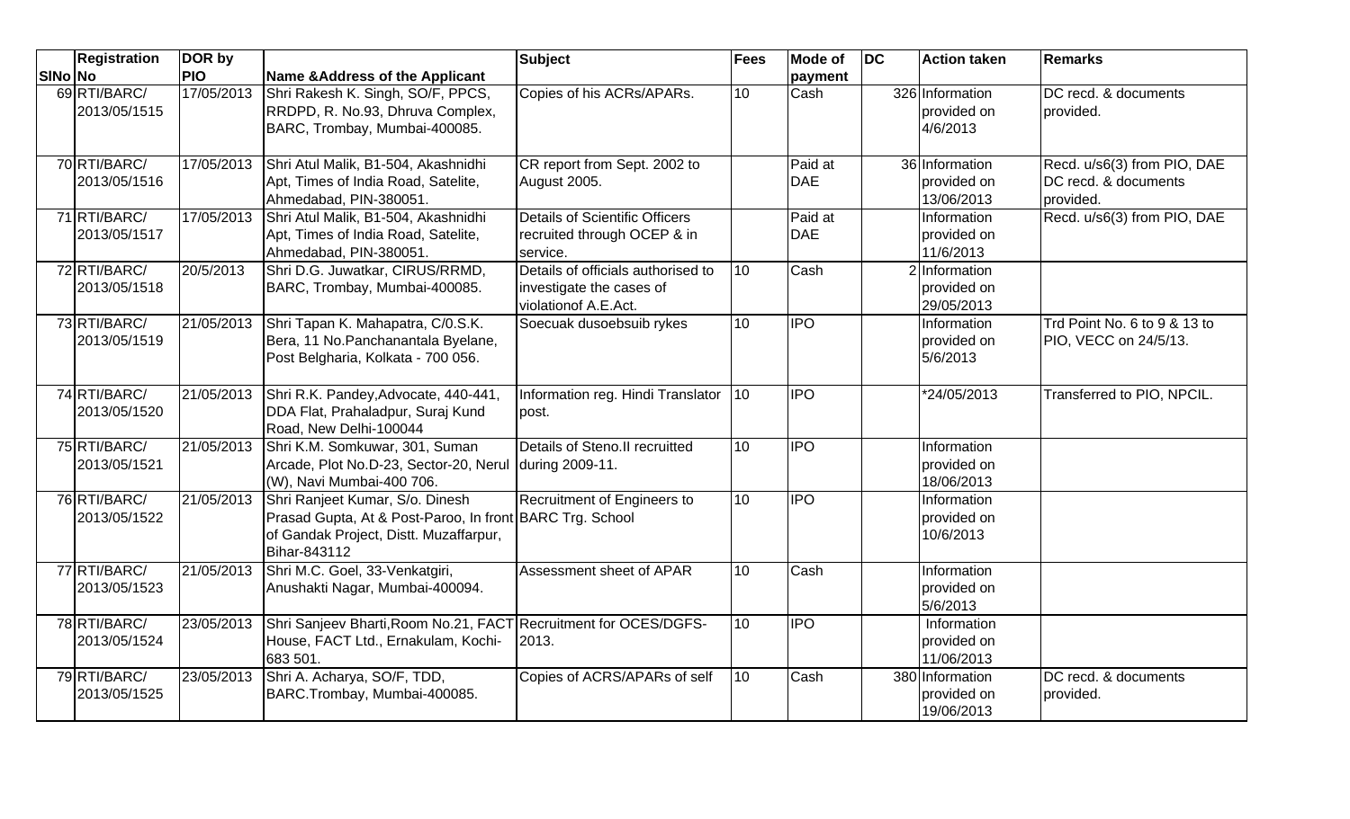| SlNo | Registration No | DOR by PIO | Name &Address of the Applicant | Subject | Fees | Mode of payment | DC | Action taken | Remarks |
|---|---|---|---|---|---|---|---|---|---|
| 69 | RTI/BARC/ 2013/05/1515 | 17/05/2013 | Shri Rakesh K. Singh, SO/F, PPCS, RRDPD, R. No.93, Dhruva Complex, BARC, Trombay, Mumbai-400085. | Copies of his ACRs/APARs. | 10 | Cash | 326 | Information provided on 4/6/2013 | DC recd. & documents provided. |
| 70 | RTI/BARC/ 2013/05/1516 | 17/05/2013 | Shri Atul Malik, B1-504, Akashnidhi Apt, Times of India Road, Satelite, Ahmedabad, PIN-380051. | CR report from Sept. 2002 to August 2005. | | Paid at DAE | 36 | Information provided on 13/06/2013 | Recd. u/s6(3) from PIO, DAE DC recd. & documents provided. |
| 71 | RTI/BARC/ 2013/05/1517 | 17/05/2013 | Shri Atul Malik, B1-504, Akashnidhi Apt, Times of India Road, Satelite, Ahmedabad, PIN-380051. | Details of Scientific Officers recruited through OCEP & in service. | | Paid at DAE | | Information provided on 11/6/2013 | Recd. u/s6(3) from PIO, DAE |
| 72 | RTI/BARC/ 2013/05/1518 | 20/5/2013 | Shri D.G. Juwatkar, CIRUS/RRMD, BARC, Trombay, Mumbai-400085. | Details of officials authorised to investigate the cases of violationof A.E.Act. | 10 | Cash | 2 | Information provided on 29/05/2013 | |
| 73 | RTI/BARC/ 2013/05/1519 | 21/05/2013 | Shri Tapan K. Mahapatra, C/0.S.K. Bera, 11 No.Panchanantala Byelane, Post Belgharia, Kolkata - 700 056. | Soecuak dusoebsuib rykes | 10 | IPO | | Information provided on 5/6/2013 | Trd Point No. 6 to 9 & 13 to PIO, VECC on 24/5/13. |
| 74 | RTI/BARC/ 2013/05/1520 | 21/05/2013 | Shri R.K. Pandey,Advocate, 440-441, DDA Flat, Prahaladpur, Suraj Kund Road, New Delhi-100044 | Information reg. Hindi Translator post. | 10 | IPO | | *24/05/2013 | Transferred to PIO, NPCIL. |
| 75 | RTI/BARC/ 2013/05/1521 | 21/05/2013 | Shri K.M. Somkuwar, 301, Suman Arcade, Plot No.D-23, Sector-20, Nerul (W), Navi Mumbai-400 706. | Details of Steno.II recruitted during 2009-11. | 10 | IPO | | Information provided on 18/06/2013 | |
| 76 | RTI/BARC/ 2013/05/1522 | 21/05/2013 | Shri Ranjeet Kumar, S/o. Dinesh Prasad Gupta, At & Post-Paroo, In front of Gandak Project, Distt. Muzaffarpur, Bihar-843112 | Recruitment of Engineers to BARC Trg. School | 10 | IPO | | Information provided on 10/6/2013 | |
| 77 | RTI/BARC/ 2013/05/1523 | 21/05/2013 | Shri M.C. Goel, 33-Venkatgiri, Anushakti Nagar, Mumbai-400094. | Assessment sheet of APAR | 10 | Cash | | Information provided on 5/6/2013 | |
| 78 | RTI/BARC/ 2013/05/1524 | 23/05/2013 | Shri Sanjeev Bharti,Room No.21, FACT House, FACT Ltd., Ernakulam, Kochi-683 501. | Recruitment for OCES/DGFS-2013. | 10 | IPO | | Information provided on 11/06/2013 | |
| 79 | RTI/BARC/ 2013/05/1525 | 23/05/2013 | Shri A. Acharya, SO/F, TDD, BARC.Trombay, Mumbai-400085. | Copies of ACRS/APARs of self | 10 | Cash | 380 | Information provided on 19/06/2013 | DC recd. & documents provided. |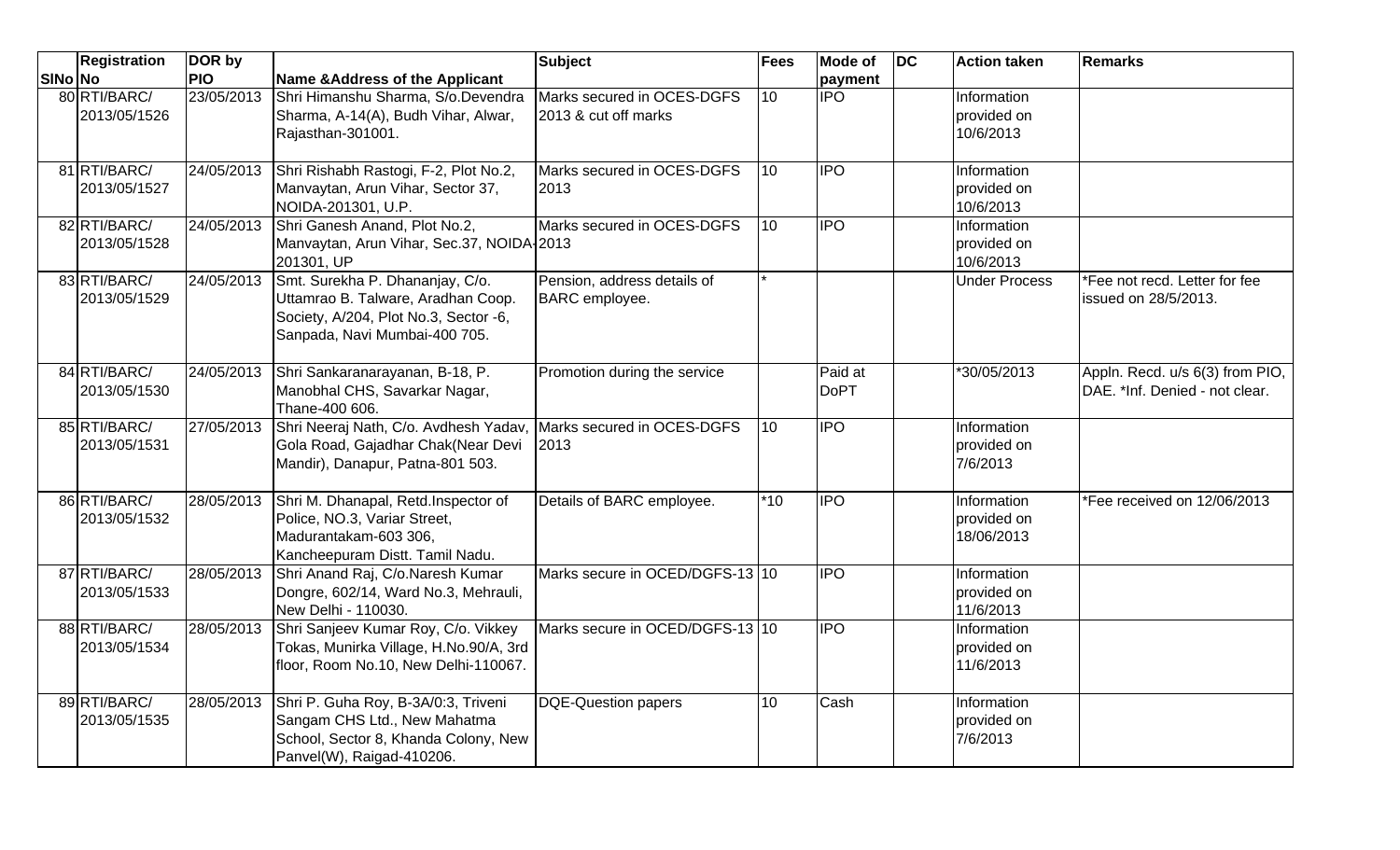| SlNo | Registration No | DOR by PIO | Name &Address of the Applicant | Subject | Fees | Mode of payment | DC | Action taken | Remarks |
|---|---|---|---|---|---|---|---|---|---|
| 80 | RTI/BARC/ 2013/05/1526 | 23/05/2013 | Shri Himanshu Sharma, S/o.Devendra Sharma, A-14(A), Budh Vihar, Alwar, Rajasthan-301001. | Marks secured in OCES-DGFS 2013 & cut off marks | 10 | IPO | | Information provided on 10/6/2013 | |
| 81 | RTI/BARC/ 2013/05/1527 | 24/05/2013 | Shri Rishabh Rastogi, F-2, Plot No.2, Manvaytan, Arun Vihar, Sector 37, NOIDA-201301, U.P. | Marks secured in OCES-DGFS 2013 | 10 | IPO | | Information provided on 10/6/2013 | |
| 82 | RTI/BARC/ 2013/05/1528 | 24/05/2013 | Shri Ganesh Anand, Plot No.2, Manvaytan, Arun Vihar, Sec.37, NOIDA-201301, UP | Marks secured in OCES-DGFS 2013 | 10 | IPO | | Information provided on 10/6/2013 | |
| 83 | RTI/BARC/ 2013/05/1529 | 24/05/2013 | Smt. Surekha P. Dhananjay, C/o. Uttamrao B. Talware, Aradhan Coop. Society, A/204, Plot No.3, Sector -6, Sanpada, Navi Mumbai-400 705. | Pension, address details of BARC employee. | * | | | Under Process | *Fee not recd. Letter for fee issued on 28/5/2013. |
| 84 | RTI/BARC/ 2013/05/1530 | 24/05/2013 | Shri Sankaranarayanan, B-18, P. Manobhal CHS, Savarkar Nagar, Thane-400 606. | Promotion during the service | | Paid at DoPT | | *30/05/2013 | Appln. Recd. u/s 6(3) from PIO, DAE. *Inf. Denied - not clear. |
| 85 | RTI/BARC/ 2013/05/1531 | 27/05/2013 | Shri Neeraj Nath, C/o. Avdhesh Yadav, Gola Road, Gajadhar Chak(Near Devi Mandir), Danapur, Patna-801 503. | Marks secured in OCES-DGFS 2013 | 10 | IPO | | Information provided on 7/6/2013 | |
| 86 | RTI/BARC/ 2013/05/1532 | 28/05/2013 | Shri M. Dhanapal, Retd.Inspector of Police, NO.3, Variar Street, Madurantakam-603 306, Kancheepuram Distt. Tamil Nadu. | Details of BARC employee. | *10 | IPO | | Information provided on 18/06/2013 | *Fee received on 12/06/2013 |
| 87 | RTI/BARC/ 2013/05/1533 | 28/05/2013 | Shri Anand Raj, C/o.Naresh Kumar Dongre, 602/14, Ward No.3, Mehrauli, New Delhi - 110030. | Marks secure in OCED/DGFS-13 | 10 | IPO | | Information provided on 11/6/2013 | |
| 88 | RTI/BARC/ 2013/05/1534 | 28/05/2013 | Shri Sanjeev Kumar Roy, C/o. Vikkey Tokas, Munirka Village, H.No.90/A, 3rd floor, Room No.10, New Delhi-110067. | Marks secure in OCED/DGFS-13 | 10 | IPO | | Information provided on 11/6/2013 | |
| 89 | RTI/BARC/ 2013/05/1535 | 28/05/2013 | Shri P. Guha Roy, B-3A/0:3, Triveni Sangam CHS Ltd., New Mahatma School, Sector 8, Khanda Colony, New Panvel(W), Raigad-410206. | DQE-Question papers | 10 | Cash | | Information provided on 7/6/2013 | |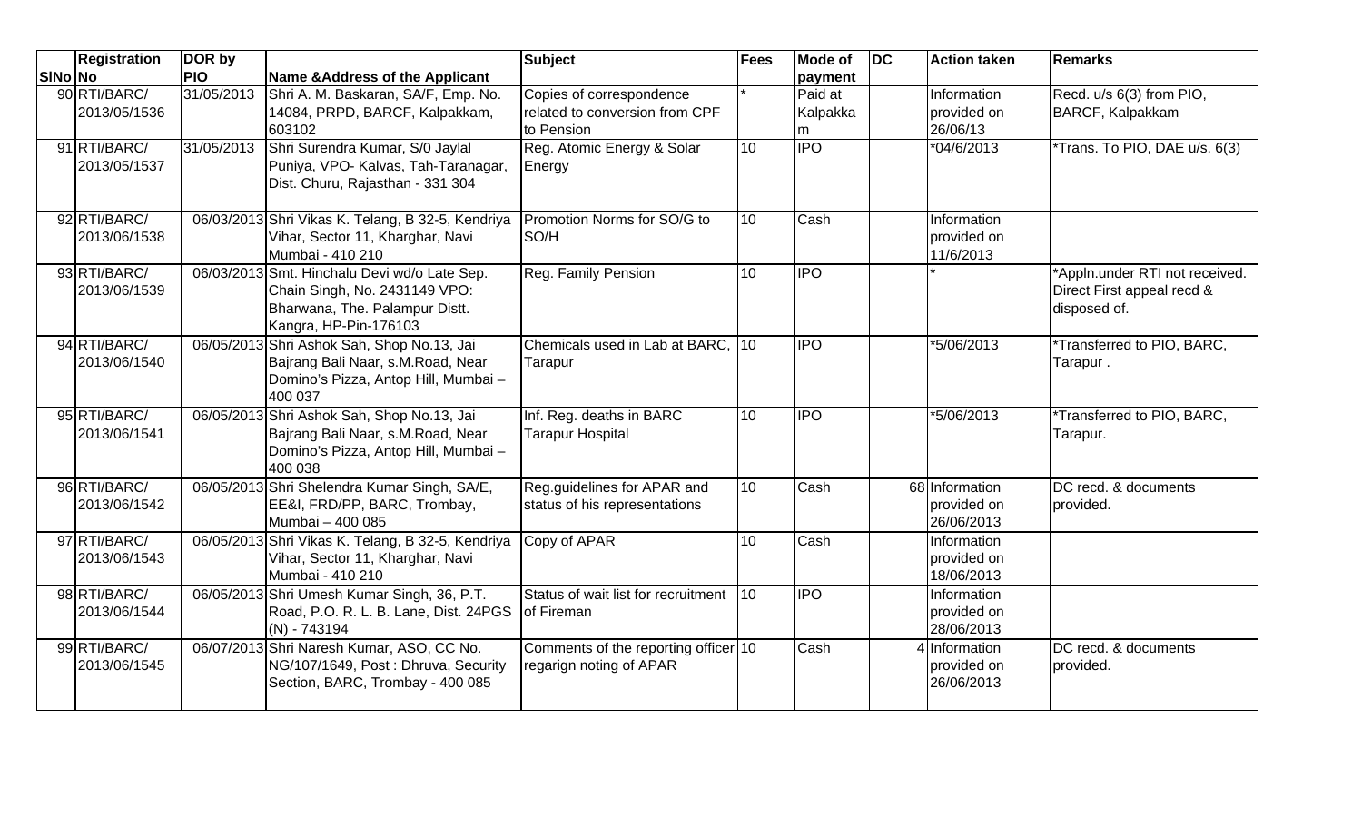| SINo | Registration No | DOR by PIO | Name &Address of the Applicant | Subject | Fees | Mode of payment | DC | Action taken | Remarks |
|---|---|---|---|---|---|---|---|---|---|
| 90 | RTI/BARC/ 2013/05/1536 | 31/05/2013 | Shri A. M. Baskaran, SA/F, Emp. No. 14084, PRPD, BARCF, Kalpakkam, 603102 | Copies of correspondence related to conversion from CPF to Pension | * | Paid at Kalpakkam | | Information provided on 26/06/13 | Recd. u/s 6(3) from PIO, BARCF, Kalpakkam |
| 91 | RTI/BARC/ 2013/05/1537 | 31/05/2013 | Shri Surendra Kumar, S/0 Jaylal Puniya, VPO- Kalvas, Tah-Taranagar, Dist. Churu, Rajasthan - 331 304 | Reg. Atomic Energy & Solar Energy | 10 | IPO | | *04/6/2013 | *Trans. To PIO, DAE u/s. 6(3) |
| 92 | RTI/BARC/ 2013/06/1538 | 06/03/2013 | Shri Vikas K. Telang, B 32-5, Kendriya Vihar, Sector 11, Kharghar, Navi Mumbai - 410 210 | Promotion Norms for SO/G to SO/H | 10 | Cash | | Information provided on 11/6/2013 | |
| 93 | RTI/BARC/ 2013/06/1539 | 06/03/2013 | Smt. Hinchalu Devi wd/o Late Sep. Chain Singh, No. 2431149 VPO: Bharwana, The. Palampur Distt. Kangra, HP-Pin-176103 | Reg. Family Pension | 10 | IPO | | * | *Appln.under RTI not received. Direct First appeal recd & disposed of. |
| 94 | RTI/BARC/ 2013/06/1540 | 06/05/2013 | Shri Ashok Sah, Shop No.13, Jai Bajrang Bali Naar, s.M.Road, Near Domino's Pizza, Antop Hill, Mumbai – 400 037 | Chemicals used in Lab at BARC, Tarapur | 10 | IPO | | *5/06/2013 | *Transferred to PIO, BARC, Tarapur . |
| 95 | RTI/BARC/ 2013/06/1541 | 06/05/2013 | Shri Ashok Sah, Shop No.13, Jai Bajrang Bali Naar, s.M.Road, Near Domino's Pizza, Antop Hill, Mumbai – 400 038 | Inf. Reg. deaths in BARC Tarapur Hospital | 10 | IPO | | *5/06/2013 | *Transferred to PIO, BARC, Tarapur. |
| 96 | RTI/BARC/ 2013/06/1542 | 06/05/2013 | Shri Shelendra Kumar Singh, SA/E, EE&I, FRD/PP, BARC, Trombay, Mumbai – 400 085 | Reg.guidelines for APAR and status of his representations | 10 | Cash | 68 | Information provided on 26/06/2013 | DC recd. & documents provided. |
| 97 | RTI/BARC/ 2013/06/1543 | 06/05/2013 | Shri Vikas K. Telang, B 32-5, Kendriya Vihar, Sector 11, Kharghar, Navi Mumbai - 410 210 | Copy of APAR | 10 | Cash | | Information provided on 18/06/2013 | |
| 98 | RTI/BARC/ 2013/06/1544 | 06/05/2013 | Shri Umesh Kumar Singh, 36, P.T. Road, P.O. R. L. B. Lane, Dist. 24PGS (N) - 743194 | Status of wait list for recruitment of Fireman | 10 | IPO | | Information provided on 28/06/2013 | |
| 99 | RTI/BARC/ 2013/06/1545 | 06/07/2013 | Shri Naresh Kumar, ASO, CC No. NG/107/1649, Post : Dhruva, Security Section, BARC, Trombay - 400 085 | Comments of the reporting officer regarign noting of APAR | 10 | Cash | 4 | Information provided on 26/06/2013 | DC recd. & documents provided. |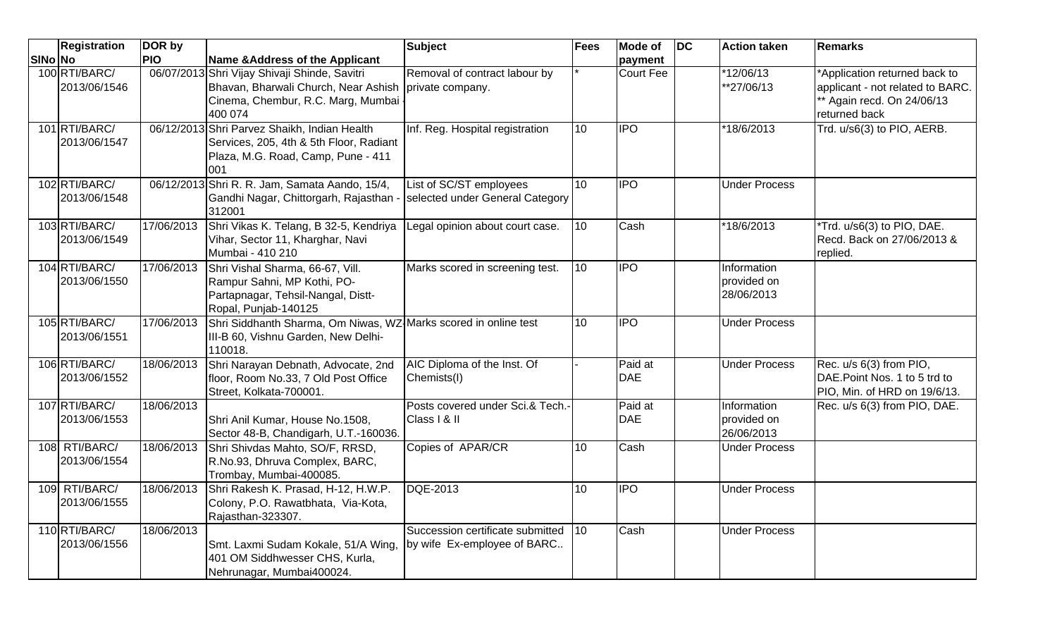| SlNo | Registration No | DOR by PIO | Name &Address of the Applicant | Subject | Fees | Mode of payment | DC | Action taken | Remarks |
|---|---|---|---|---|---|---|---|---|---|
| 100 | RTI/BARC/ 2013/06/1546 | 06/07/2013 | Shri Vijay Shivaji Shinde, Savitri Bhavan, Bharwali Church, Near Ashish Cinema, Chembur, R.C. Marg, Mumbai - 400 074 | Removal of contract labour by private company. | * | Court Fee | | *12/06/13 **27/06/13 | *Application returned back to applicant - not related to BARC. ** Again recd. On 24/06/13 returned back |
| 101 | RTI/BARC/ 2013/06/1547 | 06/12/2013 | Shri Parvez Shaikh, Indian Health Services, 205, 4th & 5th Floor, Radiant Plaza, M.G. Road, Camp, Pune - 411 001 | Inf. Reg. Hospital registration | 10 | IPO | | *18/6/2013 | Trd. u/s6(3) to PIO, AERB. |
| 102 | RTI/BARC/ 2013/06/1548 | 06/12/2013 | Shri R. R. Jam, Samata Aando, 15/4, Gandhi Nagar, Chittorgarh, Rajasthan - 312001 | List of SC/ST employees selected under General Category | 10 | IPO | | Under Process | |
| 103 | RTI/BARC/ 2013/06/1549 | 17/06/2013 | Shri Vikas K. Telang, B 32-5, Kendriya Vihar, Sector 11, Kharghar, Navi Mumbai - 410 210 | Legal opinion about court case. | 10 | Cash | | *18/6/2013 | *Trd. u/s6(3) to PIO, DAE. Recd. Back on 27/06/2013 & replied. |
| 104 | RTI/BARC/ 2013/06/1550 | 17/06/2013 | Shri Vishal Sharma, 66-67, Vill. Rampur Sahni, MP Kothi, PO-Partapnagar, Tehsil-Nangal, Distt-Ropal, Punjab-140125 | Marks scored in screening test. | 10 | IPO | | Information provided on 28/06/2013 | |
| 105 | RTI/BARC/ 2013/06/1551 | 17/06/2013 | Shri Siddhanth Sharma, Om Niwas, WZ-III-B 60, Vishnu Garden, New Delhi-110018. | Marks scored in online test | 10 | IPO | | Under Process | |
| 106 | RTI/BARC/ 2013/06/1552 | 18/06/2013 | Shri Narayan Debnath, Advocate, 2nd floor, Room No.33, 7 Old Post Office Street, Kolkata-700001. | AIC Diploma of the Inst. Of Chemists(I) | - | Paid at DAE | | Under Process | Rec. u/s 6(3) from PIO, DAE.Point Nos. 1 to 5 trd to PIO, Min. of HRD on 19/6/13. |
| 107 | RTI/BARC/ 2013/06/1553 | 18/06/2013 | Shri Anil Kumar, House No.1508, Sector 48-B, Chandigarh, U.T.-160036. | Posts covered under Sci.& Tech.-Class I & II | | Paid at DAE | | Information provided on 26/06/2013 | Rec. u/s 6(3) from PIO, DAE. |
| 108 | RTI/BARC/ 2013/06/1554 | 18/06/2013 | Shri Shivdas Mahto, SO/F, RRSD, R.No.93, Dhruva Complex, BARC, Trombay, Mumbai-400085. | Copies of APAR/CR | 10 | Cash | | Under Process | |
| 109 | RTI/BARC/ 2013/06/1555 | 18/06/2013 | Shri Rakesh K. Prasad, H-12, H.W.P. Colony, P.O. Rawatbhata, Via-Kota, Rajasthan-323307. | DQE-2013 | 10 | IPO | | Under Process | |
| 110 | RTI/BARC/ 2013/06/1556 | 18/06/2013 | Smt. Laxmi Sudam Kokale, 51/A Wing, 401 OM Siddhwesser CHS, Kurla, Nehrunagar, Mumbai400024. | Succession certificate submitted by wife Ex-employee of BARC.. | 10 | Cash | | Under Process | |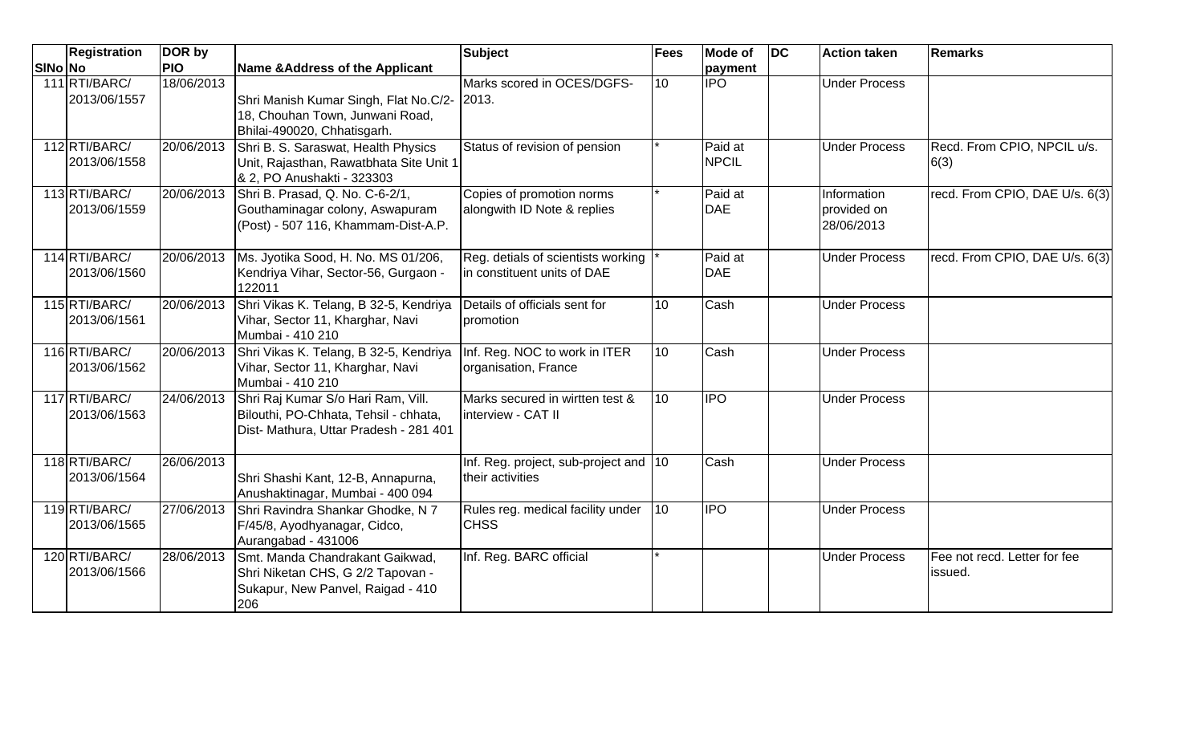| SlNo | Registration No | DOR by PIO | Name &Address of the Applicant | Subject | Fees | Mode of payment | DC | Action taken | Remarks |
|---|---|---|---|---|---|---|---|---|---|
| 111 | RTI/BARC/ 2013/06/1557 | 18/06/2013 | Shri Manish Kumar Singh, Flat No.C/2-18, Chouhan Town, Junwani Road, Bhilai-490020, Chhatisgarh. | Marks scored in OCES/DGFS-2013. | 10 | IPO | | Under Process | |
| 112 | RTI/BARC/ 2013/06/1558 | 20/06/2013 | Shri B. S. Saraswat, Health Physics Unit, Rajasthan, Rawatbhata Site Unit 1 & 2, PO Anushakti - 323303 | Status of revision of pension | * | Paid at NPCIL | | Under Process | Recd. From CPIO, NPCIL u/s. 6(3) |
| 113 | RTI/BARC/ 2013/06/1559 | 20/06/2013 | Shri B. Prasad, Q. No. C-6-2/1, Gouthaminagar colony, Aswapuram (Post) - 507 116, Khammam-Dist-A.P. | Copies of promotion norms alongwith ID Note & replies | * | Paid at DAE | | Information provided on 28/06/2013 | recd. From CPIO, DAE U/s. 6(3) |
| 114 | RTI/BARC/ 2013/06/1560 | 20/06/2013 | Ms. Jyotika Sood, H. No. MS 01/206, Kendriya Vihar, Sector-56, Gurgaon - 122011 | Reg. detials of scientists working in constituent units of DAE | * | Paid at DAE | | Under Process | recd. From CPIO, DAE U/s. 6(3) |
| 115 | RTI/BARC/ 2013/06/1561 | 20/06/2013 | Shri Vikas K. Telang, B 32-5, Kendriya Vihar, Sector 11, Kharghar, Navi Mumbai - 410 210 | Details of officials sent for promotion | 10 | Cash | | Under Process | |
| 116 | RTI/BARC/ 2013/06/1562 | 20/06/2013 | Shri Vikas K. Telang, B 32-5, Kendriya Vihar, Sector 11, Kharghar, Navi Mumbai - 410 210 | Inf. Reg. NOC to work in ITER organisation, France | 10 | Cash | | Under Process | |
| 117 | RTI/BARC/ 2013/06/1563 | 24/06/2013 | Shri Raj Kumar S/o Hari Ram, Vill. Bilouthi, PO-Chhata, Tehsil - chhata, Dist- Mathura, Uttar Pradesh - 281 401 | Marks secured in wirtten test & interview - CAT II | 10 | IPO | | Under Process | |
| 118 | RTI/BARC/ 2013/06/1564 | 26/06/2013 | Shri Shashi Kant, 12-B, Annapurna, Anushaktinagar, Mumbai - 400 094 | Inf. Reg. project, sub-project and their activities | 10 | Cash | | Under Process | |
| 119 | RTI/BARC/ 2013/06/1565 | 27/06/2013 | Shri Ravindra Shankar Ghodke, N 7 F/45/8, Ayodhyanagar, Cidco, Aurangabad - 431006 | Rules reg. medical facility under CHSS | 10 | IPO | | Under Process | |
| 120 | RTI/BARC/ 2013/06/1566 | 28/06/2013 | Smt. Manda Chandrakant Gaikwad, Shri Niketan CHS, G 2/2 Tapovan - Sukapur, New Panvel, Raigad - 410 206 | Inf. Reg. BARC official | * | | | Under Process | Fee not recd. Letter for fee issued. |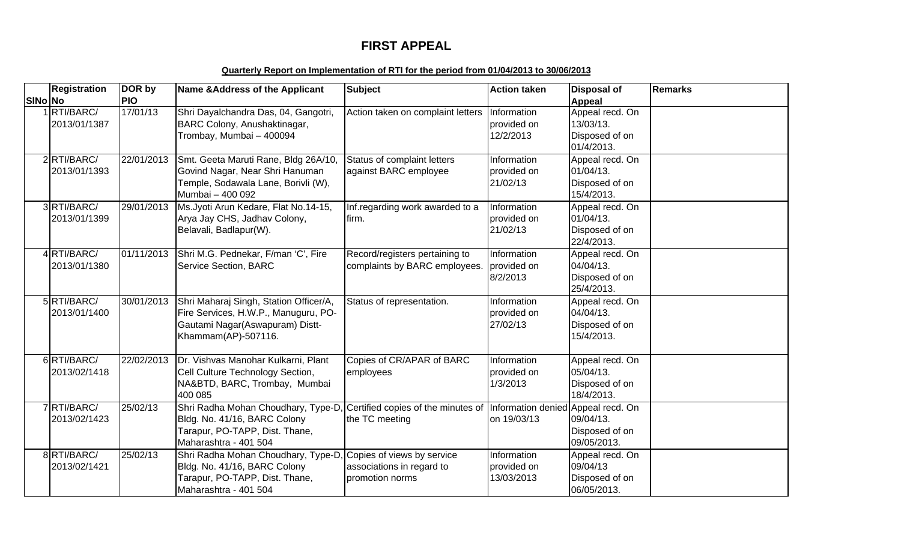# FIRST APPEAL

**Quarterly Report on Implementation of RTI for the period from 01/04/2013 to 30/06/2013**

| SlNo | Registration No | DOR by PIO | Name &Address of the Applicant | Subject | Action taken | Disposal of Appeal | Remarks |
|---|---|---|---|---|---|---|---|
| 1 | RTI/BARC/ 2013/01/1387 | 17/01/13 | Shri Dayalchandra Das, 04, Gangotri, BARC Colony, Anushaktinagar, Trombay, Mumbai – 400094 | Action taken on complaint letters | Information provided on 12/2/2013 | Appeal recd. On 13/03/13. Disposed of on 01/4/2013. | |
| 2 | RTI/BARC/ 2013/01/1393 | 22/01/2013 | Smt. Geeta Maruti Rane, Bldg 26A/10, Govind Nagar, Near Shri Hanuman Temple, Sodawala Lane, Borivli (W), Mumbai – 400 092 | Status of complaint letters against BARC employee | Information provided on 21/02/13 | Appeal recd. On 01/04/13. Disposed of on 15/4/2013. | |
| 3 | RTI/BARC/ 2013/01/1399 | 29/01/2013 | Ms.Jyoti Arun Kedare, Flat No.14-15, Arya Jay CHS, Jadhav Colony, Belavali, Badlapur(W). | Inf.regarding work awarded to a firm. | Information provided on 21/02/13 | Appeal recd. On 01/04/13. Disposed of on 22/4/2013. | |
| 4 | RTI/BARC/ 2013/01/1380 | 01/11/2013 | Shri M.G. Pednekar, F/man 'C', Fire Service Section, BARC | Record/registers pertaining to complaints by BARC employees. | Information provided on 8/2/2013 | Appeal recd. On 04/04/13. Disposed of on 25/4/2013. | |
| 5 | RTI/BARC/ 2013/01/1400 | 30/01/2013 | Shri Maharaj Singh, Station Officer/A, Fire Services, H.W.P., Manuguru, PO-Gautami Nagar(Aswapuram) Distt-Khammam(AP)-507116. | Status of representation. | Information provided on 27/02/13 | Appeal recd. On 04/04/13. Disposed of on 15/4/2013. | |
| 6 | RTI/BARC/ 2013/02/1418 | 22/02/2013 | Dr. Vishvas Manohar Kulkarni, Plant Cell Culture Technology Section, NA&BTD, BARC, Trombay, Mumbai 400 085 | Copies of CR/APAR of BARC employees | Information provided on 1/3/2013 | Appeal recd. On 05/04/13. Disposed of on 18/4/2013. | |
| 7 | RTI/BARC/ 2013/02/1423 | 25/02/13 | Shri Radha Mohan Choudhary, Type-D, Bldg. No. 41/16, BARC Colony Tarapur, PO-TAPP, Dist. Thane, Maharashtra - 401 504 | Certified copies of the minutes of the TC meeting | Information denied on 19/03/13 | Appeal recd. On 09/04/13. Disposed of on 09/05/2013. | |
| 8 | RTI/BARC/ 2013/02/1421 | 25/02/13 | Shri Radha Mohan Choudhary, Type-D, Bldg. No. 41/16, BARC Colony Tarapur, PO-TAPP, Dist. Thane, Maharashtra - 401 504 | Copies of views by service associations in regard to promotion norms | Information provided on 13/03/2013 | Appeal recd. On 09/04/13 Disposed of on 06/05/2013. | |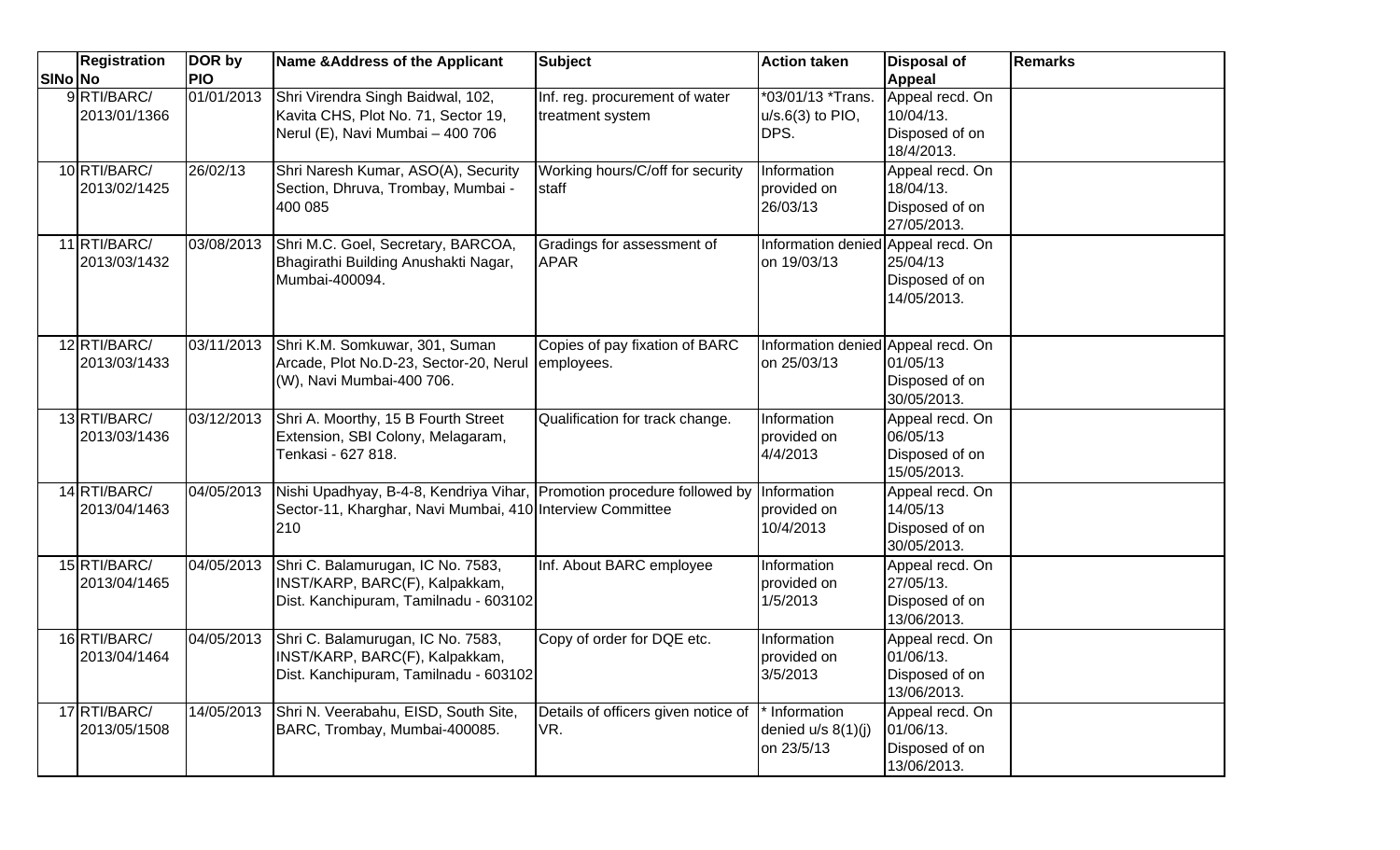| SlNo | Registration No | DOR by PIO | Name &Address of the Applicant | Subject | Action taken | Disposal of Appeal | Remarks |
|---|---|---|---|---|---|---|---|
| 9 | RTI/BARC/ 2013/01/1366 | 01/01/2013 | Shri Virendra Singh Baidwal, 102, Kavita CHS, Plot No. 71, Sector 19, Nerul (E), Navi Mumbai – 400 706 | Inf. reg. procurement of water treatment system | *03/01/13 *Trans. u/s.6(3) to PIO, DPS. | Appeal recd. On 10/04/13. Disposed of on 18/4/2013. | |
| 10 | RTI/BARC/ 2013/02/1425 | 26/02/13 | Shri Naresh Kumar, ASO(A), Security Section, Dhruva, Trombay, Mumbai - 400 085 | Working hours/C/off for security staff | Information provided on 26/03/13 | Appeal recd. On 18/04/13. Disposed of on 27/05/2013. | |
| 11 | RTI/BARC/ 2013/03/1432 | 03/08/2013 | Shri M.C. Goel, Secretary, BARCOA, Bhagirathi Building Anushakti Nagar, Mumbai-400094. | Gradings for assessment of APAR | Information denied on 19/03/13 | Appeal recd. On 25/04/13 Disposed of on 14/05/2013. | |
| 12 | RTI/BARC/ 2013/03/1433 | 03/11/2013 | Shri K.M. Somkuwar, 301, Suman Arcade, Plot No.D-23, Sector-20, Nerul (W), Navi Mumbai-400 706. | Copies of pay fixation of BARC employees. | Information denied on 25/03/13 | Appeal recd. On 01/05/13 Disposed of on 30/05/2013. | |
| 13 | RTI/BARC/ 2013/03/1436 | 03/12/2013 | Shri A. Moorthy, 15 B Fourth Street Extension, SBI Colony, Melagaram, Tenkasi - 627 818. | Qualification for track change. | Information provided on 4/4/2013 | Appeal recd. On 06/05/13 Disposed of on 15/05/2013. | |
| 14 | RTI/BARC/ 2013/04/1463 | 04/05/2013 | Nishi Upadhyay, B-4-8, Kendriya Vihar, Sector-11, Kharghar, Navi Mumbai, 410 210 | Promotion procedure followed by Interview Committee | Information provided on 10/4/2013 | Appeal recd. On 14/05/13 Disposed of on 30/05/2013. | |
| 15 | RTI/BARC/ 2013/04/1465 | 04/05/2013 | Shri C. Balamurugan, IC No. 7583, INST/KARP, BARC(F), Kalpakkam, Dist. Kanchipuram, Tamilnadu - 603102 | Inf. About BARC employee | Information provided on 1/5/2013 | Appeal recd. On 27/05/13. Disposed of on 13/06/2013. | |
| 16 | RTI/BARC/ 2013/04/1464 | 04/05/2013 | Shri C. Balamurugan, IC No. 7583, INST/KARP, BARC(F), Kalpakkam, Dist. Kanchipuram, Tamilnadu - 603102 | Copy of order for DQE etc. | Information provided on 3/5/2013 | Appeal recd. On 01/06/13. Disposed of on 13/06/2013. | |
| 17 | RTI/BARC/ 2013/05/1508 | 14/05/2013 | Shri N. Veerabahu, EISD, South Site, BARC, Trombay, Mumbai-400085. | Details of officers given notice of VR. | * Information denied u/s 8(1)(j) on 23/5/13 | Appeal recd. On 01/06/13. Disposed of on 13/06/2013. | |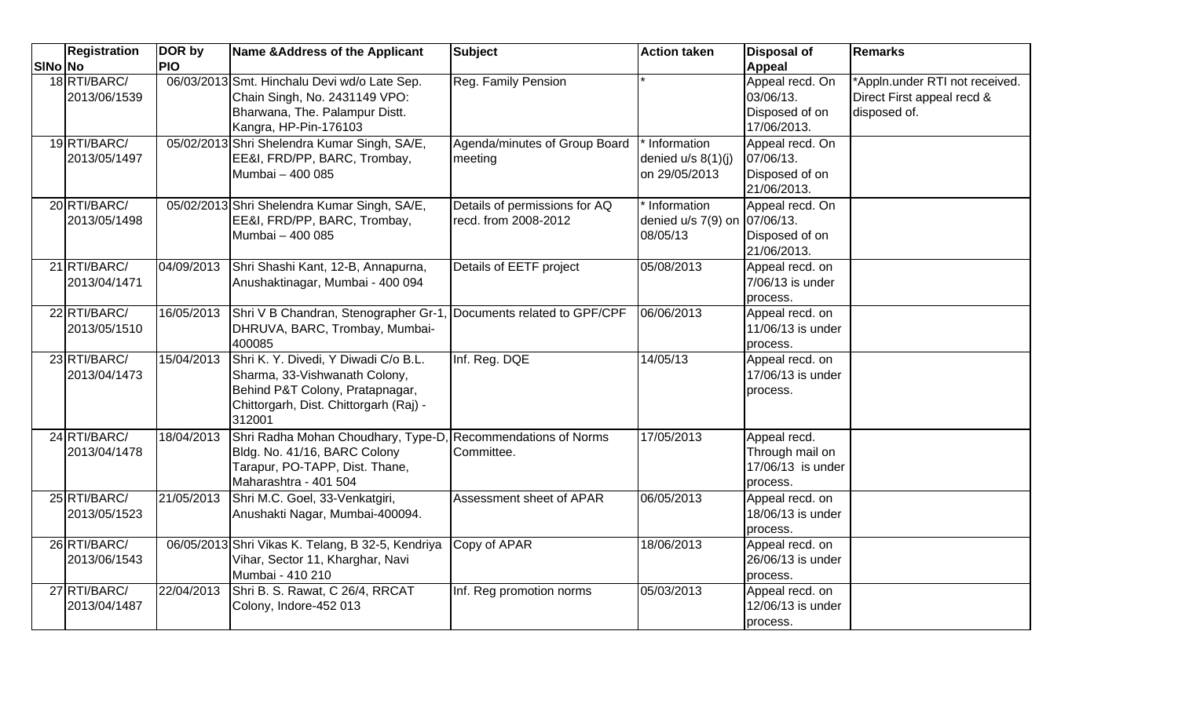| SlNo | Registration No | DOR by PIO | Name &Address of the Applicant | Subject | Action taken | Disposal of Appeal | Remarks |
|---|---|---|---|---|---|---|---|
| 18 | RTI/BARC/ 2013/06/1539 | 06/03/2013 | Smt. Hinchalu Devi wd/o Late Sep. Chain Singh, No. 2431149 VPO: Bharwana, The. Palampur Distt. Kangra, HP-Pin-176103 | Reg. Family Pension | * | Appeal recd. On 03/06/13. Disposed of on 17/06/2013. | *Appln.under RTI not received. Direct First appeal recd & disposed of. |
| 19 | RTI/BARC/ 2013/05/1497 | 05/02/2013 | Shri Shelendra Kumar Singh, SA/E, EE&I, FRD/PP, BARC, Trombay, Mumbai – 400 085 | Agenda/minutes of Group Board meeting | * Information denied u/s 8(1)(j) on 29/05/2013 | Appeal recd. On 07/06/13. Disposed of on 21/06/2013. | |
| 20 | RTI/BARC/ 2013/05/1498 | 05/02/2013 | Shri Shelendra Kumar Singh, SA/E, EE&I, FRD/PP, BARC, Trombay, Mumbai – 400 085 | Details of permissions for AQ recd. from 2008-2012 | * Information denied u/s 7(9) on 08/05/13 | Appeal recd. On 07/06/13. Disposed of on 21/06/2013. | |
| 21 | RTI/BARC/ 2013/04/1471 | 04/09/2013 | Shri Shashi Kant, 12-B, Annapurna, Anushaktinagar, Mumbai - 400 094 | Details of EETF project | 05/08/2013 | Appeal recd. on 7/06/13 is under process. | |
| 22 | RTI/BARC/ 2013/05/1510 | 16/05/2013 | Shri V B Chandran, Stenographer Gr-1, DHRUVA, BARC, Trombay, Mumbai-400085 | Documents related to GPF/CPF | 06/06/2013 | Appeal recd. on 11/06/13 is under process. | |
| 23 | RTI/BARC/ 2013/04/1473 | 15/04/2013 | Shri K. Y. Divedi, Y Diwadi C/o B.L. Sharma, 33-Vishwanath Colony, Behind P&T Colony, Pratapnagar, Chittorgarh, Dist. Chittorgarh (Raj) - 312001 | Inf. Reg. DQE | 14/05/13 | Appeal recd. on 17/06/13 is under process. | |
| 24 | RTI/BARC/ 2013/04/1478 | 18/04/2013 | Shri Radha Mohan Choudhary, Type-D, Bldg. No. 41/16, BARC Colony Tarapur, PO-TAPP, Dist. Thane, Maharashtra - 401 504 | Recommendations of Norms Committee. | 17/05/2013 | Appeal recd. Through mail on 17/06/13 is under process. | |
| 25 | RTI/BARC/ 2013/05/1523 | 21/05/2013 | Shri M.C. Goel, 33-Venkatgiri, Anushakti Nagar, Mumbai-400094. | Assessment sheet of APAR | 06/05/2013 | Appeal recd. on 18/06/13 is under process. | |
| 26 | RTI/BARC/ 2013/06/1543 | 06/05/2013 | Shri Vikas K. Telang, B 32-5, Kendriya Vihar, Sector 11, Kharghar, Navi Mumbai - 410 210 | Copy of APAR | 18/06/2013 | Appeal recd. on 26/06/13 is under process. | |
| 27 | RTI/BARC/ 2013/04/1487 | 22/04/2013 | Shri B. S. Rawat, C 26/4, RRCAT Colony, Indore-452 013 | Inf. Reg promotion norms | 05/03/2013 | Appeal recd. on 12/06/13 is under process. | |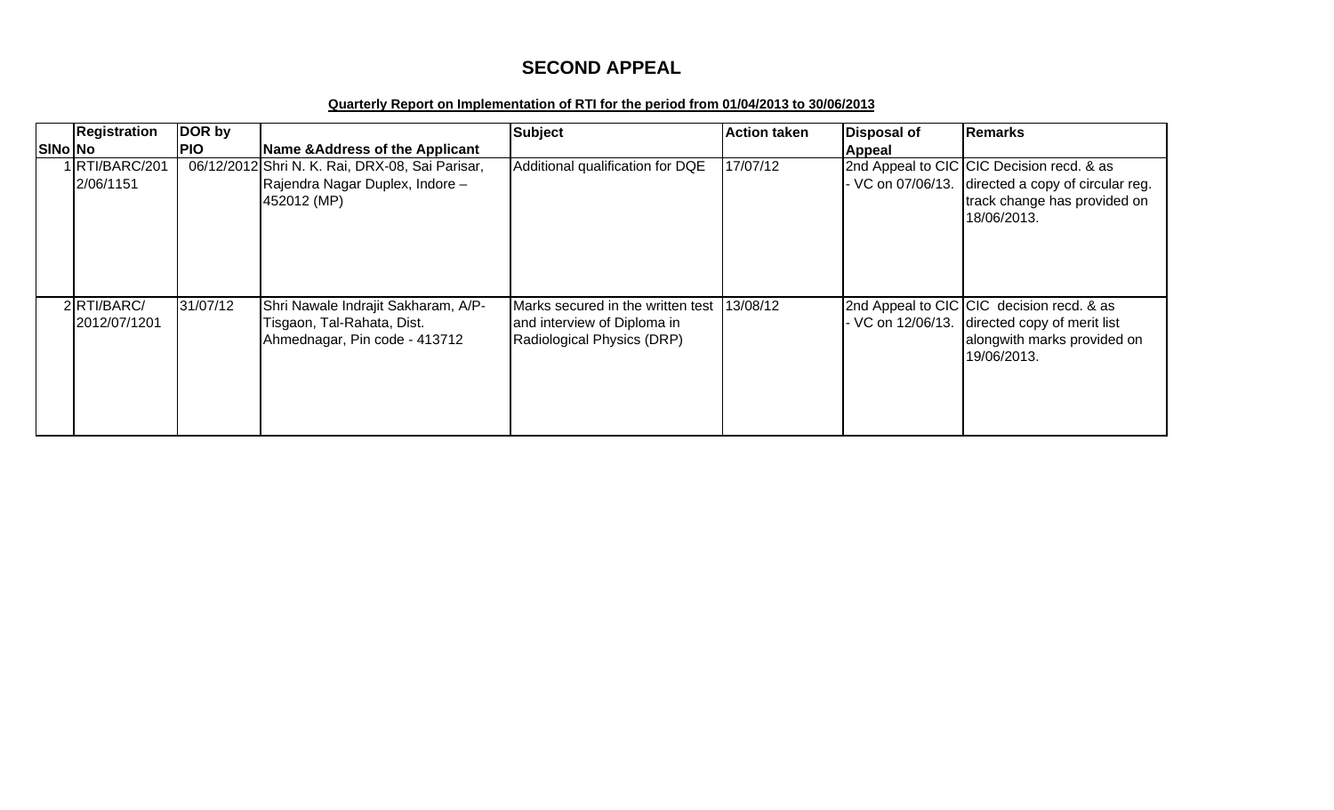# SECOND APPEAL

**Quarterly Report on Implementation of RTI for the period from 01/04/2013 to 30/06/2013**

| SlNo | Registration No | DOR by PIO | Name &Address of the Applicant | Subject | Action taken | Disposal of Appeal | Remarks |
|---|---|---|---|---|---|---|---|
| 1 | RTI/BARC/2012/06/1151 | 06/12/2012 | Shri N. K. Rai, DRX-08, Sai Parisar, Rajendra Nagar Duplex, Indore – 452012 (MP) | Additional qualification for DQE | 17/07/12 | 2nd Appeal to CIC - VC on 07/06/13. | CIC Decision recd. & as directed a copy of circular reg. track change has provided on 18/06/2013. |
| 2 | RTI/BARC/2012/07/1201 | 31/07/12 | Shri Nawale Indrajit Sakharam, A/P-Tisgaon, Tal-Rahata, Dist. Ahmednagar, Pin code - 413712 | Marks secured in the written test and interview of Diploma in Radiological Physics (DRP) | 13/08/12 | 2nd Appeal to CIC - VC on 12/06/13. | CIC decision recd. & as directed copy of merit list alongwith marks provided on 19/06/2013. |